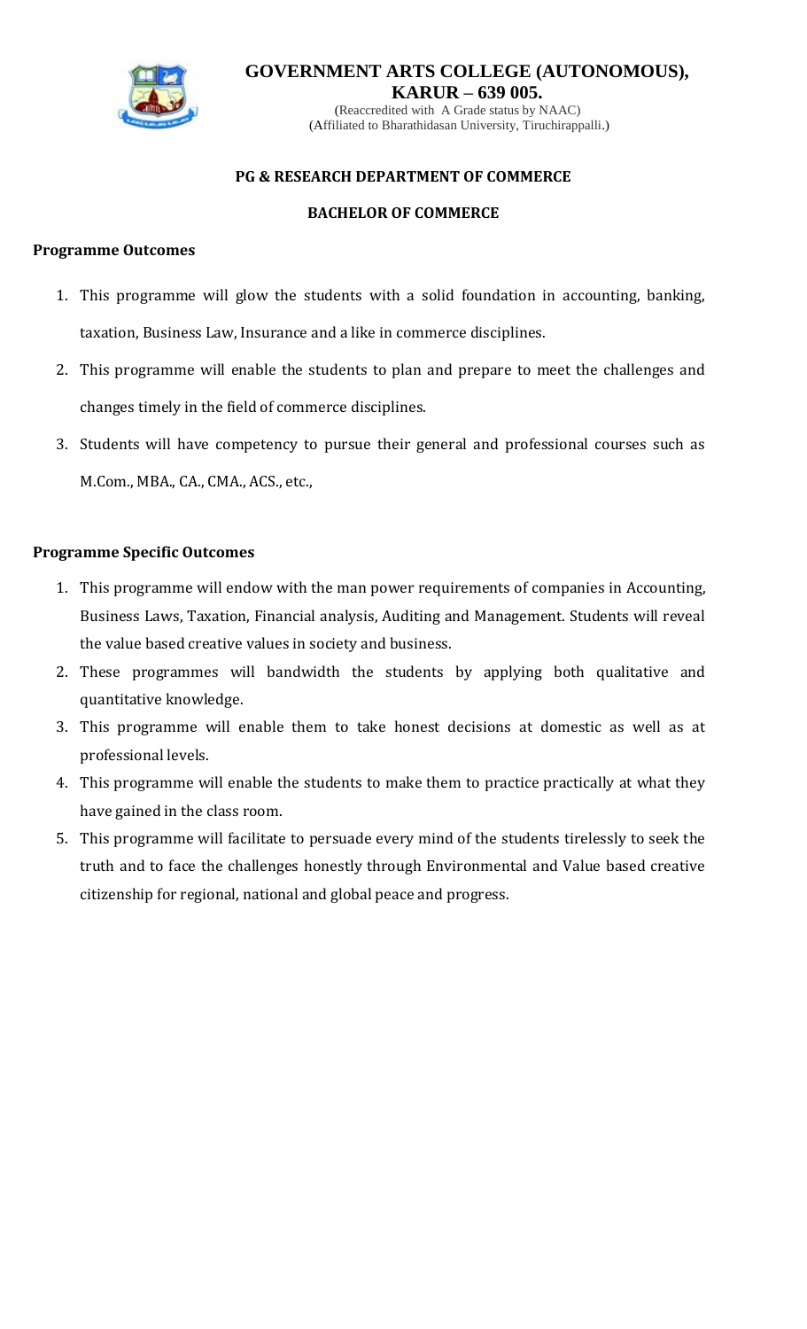# GOVERNMENT ARTS COLLEGE (AUTONOMOUS), KARUR – 639 005.

(Reaccredited with A Grade status by NAAC)
(Affiliated to Bharathidasan University, Tiruchirappalli.)

## PG & RESEARCH DEPARTMENT OF COMMERCE

## BACHELOR OF COMMERCE

### Programme Outcomes

1. This programme will glow the students with a solid foundation in accounting, banking, taxation, Business Law, Insurance and a like in commerce disciplines.
2. This programme will enable the students to plan and prepare to meet the challenges and changes timely in the field of commerce disciplines.
3. Students will have competency to pursue their general and professional courses such as M.Com., MBA., CA., CMA., ACS., etc.,

### Programme Specific Outcomes

1. This programme will endow with the man power requirements of companies in Accounting, Business Laws, Taxation, Financial analysis, Auditing and Management. Students will reveal the value based creative values in society and business.
2. These programmes will bandwidth the students by applying both qualitative and quantitative knowledge.
3. This programme will enable them to take honest decisions at domestic as well as at professional levels.
4. This programme will enable the students to make them to practice practically at what they have gained in the class room.
5. This programme will facilitate to persuade every mind of the students tirelessly to seek the truth and to face the challenges honestly through Environmental and Value based creative citizenship for regional, national and global peace and progress.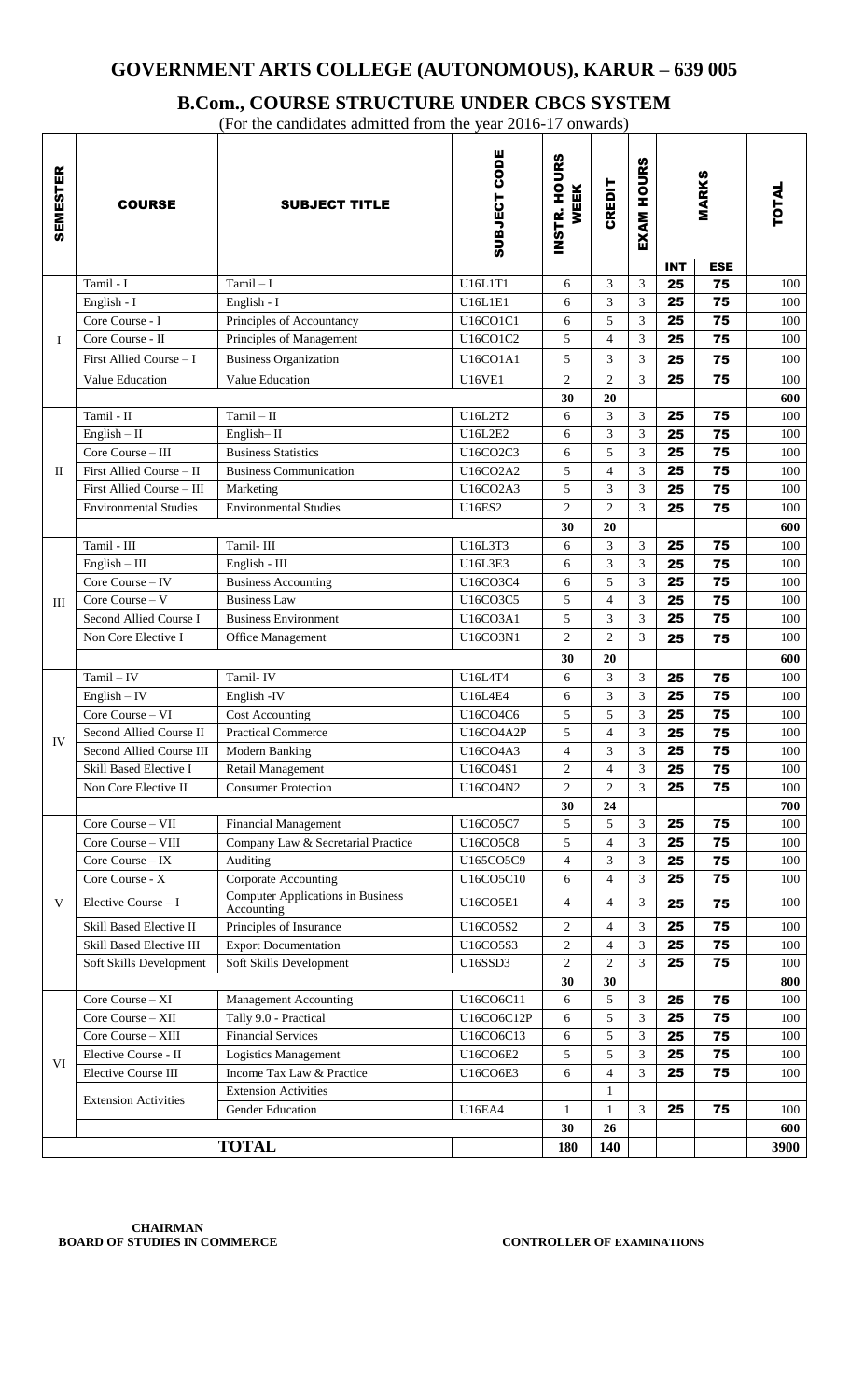# GOVERNMENT ARTS COLLEGE (AUTONOMOUS), KARUR – 639 005

## B.Com., COURSE STRUCTURE UNDER CBCS SYSTEM

(For the candidates admitted from the year 2016-17 onwards)

| SEMESTER | COURSE | SUBJECT TITLE | SUBJECT CODE | INSTR. HOURS WEEK | CREDIT | EXAM HOURS | MARKS | | TOTAL |
|---|---|---|---|---|---|---|---|---|---|
| | | | | | | | INT | ESE | |
| I | Tamil - I | Tamil – I | U16L1T1 | 6 | 3 | 3 | 25 | 75 | 100 |
| | English - I | English - I | U16L1E1 | 6 | 3 | 3 | 25 | 75 | 100 |
| | Core Course - I | Principles of Accountancy | U16CO1C1 | 6 | 5 | 3 | 25 | 75 | 100 |
| | Core Course - II | Principles of Management | U16CO1C2 | 5 | 4 | 3 | 25 | 75 | 100 |
| | First Allied Course – I | Business Organization | U16CO1A1 | 5 | 3 | 3 | 25 | 75 | 100 |
| | Value Education | Value Education | U16VE1 | 2 | 2 | 3 | 25 | 75 | 100 |
| | | | | 30 | 20 | | | | 600 |
| II | Tamil - II | Tamil – II | U16L2T2 | 6 | 3 | 3 | 25 | 75 | 100 |
| | English – II | English– II | U16L2E2 | 6 | 3 | 3 | 25 | 75 | 100 |
| | Core Course – III | Business Statistics | U16CO2C3 | 6 | 5 | 3 | 25 | 75 | 100 |
| | First Allied Course – II | Business Communication | U16CO2A2 | 5 | 4 | 3 | 25 | 75 | 100 |
| | First Allied Course – III | Marketing | U16CO2A3 | 5 | 3 | 3 | 25 | 75 | 100 |
| | Environmental Studies | Environmental Studies | U16ES2 | 2 | 2 | 3 | 25 | 75 | 100 |
| | | | | 30 | 20 | | | | 600 |
| III | Tamil - III | Tamil- III | U16L3T3 | 6 | 3 | 3 | 25 | 75 | 100 |
| | English – III | English - III | U16L3E3 | 6 | 3 | 3 | 25 | 75 | 100 |
| | Core Course – IV | Business Accounting | U16CO3C4 | 6 | 5 | 3 | 25 | 75 | 100 |
| | Core Course – V | Business Law | U16CO3C5 | 5 | 4 | 3 | 25 | 75 | 100 |
| | Second Allied Course I | Business Environment | U16CO3A1 | 5 | 3 | 3 | 25 | 75 | 100 |
| | Non Core Elective I | Office Management | U16CO3N1 | 2 | 2 | 3 | 25 | 75 | 100 |
| | | | | 30 | 20 | | | | 600 |
| IV | Tamil – IV | Tamil- IV | U16L4T4 | 6 | 3 | 3 | 25 | 75 | 100 |
| | English – IV | English -IV | U16L4E4 | 6 | 3 | 3 | 25 | 75 | 100 |
| | Core Course – VI | Cost Accounting | U16CO4C6 | 5 | 5 | 3 | 25 | 75 | 100 |
| | Second Allied Course II | Practical Commerce | U16CO4A2P | 5 | 4 | 3 | 25 | 75 | 100 |
| | Second Allied Course III | Modern Banking | U16CO4A3 | 4 | 3 | 3 | 25 | 75 | 100 |
| | Skill Based Elective I | Retail Management | U16CO4S1 | 2 | 4 | 3 | 25 | 75 | 100 |
| | Non Core Elective II | Consumer Protection | U16CO4N2 | 2 | 2 | 3 | 25 | 75 | 100 |
| | | | | 30 | 24 | | | | 700 |
| V | Core Course – VII | Financial Management | U16CO5C7 | 5 | 5 | 3 | 25 | 75 | 100 |
| | Core Course – VIII | Company Law & Secretarial Practice | U16CO5C8 | 5 | 4 | 3 | 25 | 75 | 100 |
| | Core Course – IX | Auditing | U165CO5C9 | 4 | 3 | 3 | 25 | 75 | 100 |
| | Core Course - X | Corporate Accounting | U16CO5C10 | 6 | 4 | 3 | 25 | 75 | 100 |
| | Elective Course – I | Computer Applications in Business Accounting | U16CO5E1 | 4 | 4 | 3 | 25 | 75 | 100 |
| | Skill Based Elective II | Principles of Insurance | U16CO5S2 | 2 | 4 | 3 | 25 | 75 | 100 |
| | Skill Based Elective III | Export Documentation | U16CO5S3 | 2 | 4 | 3 | 25 | 75 | 100 |
| | Soft Skills Development | Soft Skills Development | U16SSD3 | 2 | 2 | 3 | 25 | 75 | 100 |
| | | | | 30 | 30 | | | | 800 |
| VI | Core Course – XI | Management Accounting | U16CO6C11 | 6 | 5 | 3 | 25 | 75 | 100 |
| | Core Course – XII | Tally 9.0 - Practical | U16CO6C12P | 6 | 5 | 3 | 25 | 75 | 100 |
| | Core Course – XIII | Financial Services | U16CO6C13 | 6 | 5 | 3 | 25 | 75 | 100 |
| | Elective Course - II | Logistics Management | U16CO6E2 | 5 | 5 | 3 | 25 | 75 | 100 |
| | Elective Course III | Income Tax Law & Practice | U16CO6E3 | 6 | 4 | 3 | 25 | 75 | 100 |
| | Extension Activities | Extension Activities | | | 1 | | | | |
| | | Gender Education | U16EA4 | 1 | 1 | 3 | 25 | 75 | 100 |
| | | | | 30 | 26 | | | | 600 |
| | **TOTAL** | | | 180 | 140 | | | | 3900 |

**CHAIRMAN**
**BOARD OF STUDIES IN COMMERCE**

**CONTROLLER OF EXAMINATIONS**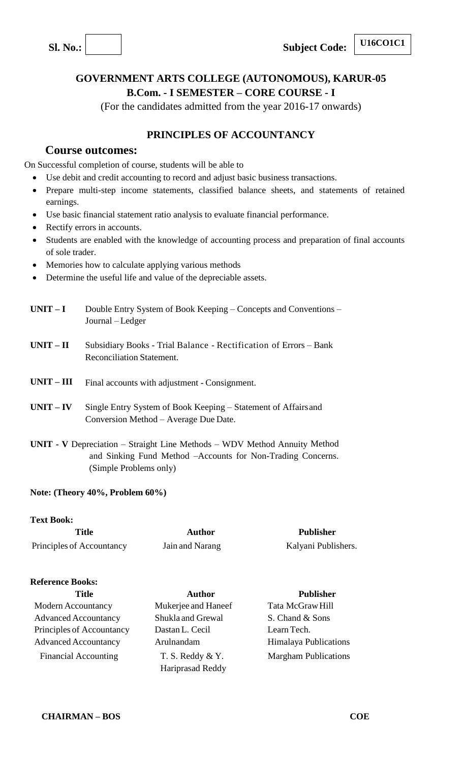**Sl. No.:** | | **Subject Code:** U16CO1C1

## GOVERNMENT ARTS COLLEGE (AUTONOMOUS), KARUR-05

### B.Com. - I SEMESTER – CORE COURSE - I

(For the candidates admitted from the year 2016-17 onwards)

### PRINCIPLES OF ACCOUNTANCY

**Course outcomes:**

On Successful completion of course, students will be able to

- Use debit and credit accounting to record and adjust basic business transactions.
- Prepare multi-step income statements, classified balance sheets, and statements of retained earnings.
- Use basic financial statement ratio analysis to evaluate financial performance.
- Rectify errors in accounts.
- Students are enabled with the knowledge of accounting process and preparation of final accounts of sole trader.
- Memories how to calculate applying various methods
- Determine the useful life and value of the depreciable assets.

**UNIT – I** Double Entry System of Book Keeping – Concepts and Conventions – Journal – Ledger

**UNIT – II** Subsidiary Books - Trial Balance - Rectification of Errors – Bank Reconciliation Statement.

**UNIT – III** Final accounts with adjustment - Consignment.

**UNIT – IV** Single Entry System of Book Keeping – Statement of Affairs and Conversion Method – Average Due Date.

**UNIT - V** Depreciation – Straight Line Methods – WDV Method Annuity Method and Sinking Fund Method –Accounts for Non-Trading Concerns. (Simple Problems only)

**Note: (Theory 40%, Problem 60%)**

**Text Book:**

| Title | Author | Publisher |
|---|---|---|
| Principles of Accountancy | Jain and Narang | Kalyani Publishers. |

**Reference Books:**

| Title | Author | Publisher |
|---|---|---|
| Modern Accountancy | Mukerjee and Haneef | Tata McGraw Hill |
| Advanced Accountancy | Shukla and Grewal | S. Chand & Sons |
| Principles of Accountancy | Dastan L. Cecil | Learn Tech. |
| Advanced Accountancy | Arulnandam | Himalaya Publications |
| Financial Accounting | T. S. Reddy & Y. Hariprasad Reddy | Margham Publications |

**CHAIRMAN – BOS** **COE**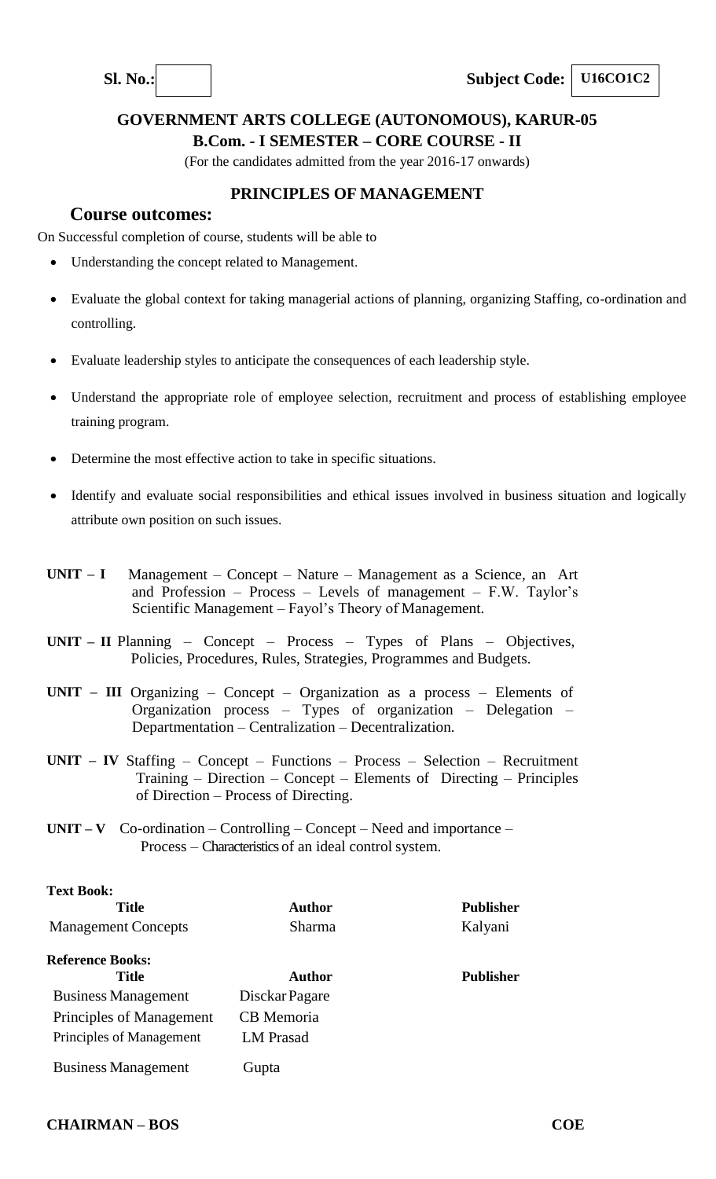**Sl. No.:** &nbsp;&nbsp;&nbsp;&nbsp; **Subject Code: U16CO1C2**

## GOVERNMENT ARTS COLLEGE (AUTONOMOUS), KARUR-05

### B.Com. - I SEMESTER – CORE COURSE - II

(For the candidates admitted from the year 2016-17 onwards)

### PRINCIPLES OF MANAGEMENT

### Course outcomes:

On Successful completion of course, students will be able to

- Understanding the concept related to Management.
- Evaluate the global context for taking managerial actions of planning, organizing Staffing, co-ordination and controlling.
- Evaluate leadership styles to anticipate the consequences of each leadership style.
- Understand the appropriate role of employee selection, recruitment and process of establishing employee training program.
- Determine the most effective action to take in specific situations.
- Identify and evaluate social responsibilities and ethical issues involved in business situation and logically attribute own position on such issues.

**UNIT – I** Management – Concept – Nature – Management as a Science, an Art and Profession – Process – Levels of management – F.W. Taylor's Scientific Management – Fayol's Theory of Management.

**UNIT – II** Planning – Concept – Process – Types of Plans – Objectives, Policies, Procedures, Rules, Strategies, Programmes and Budgets.

**UNIT – III** Organizing – Concept – Organization as a process – Elements of Organization process – Types of organization – Delegation – Departmentation – Centralization – Decentralization.

**UNIT – IV** Staffing – Concept – Functions – Process – Selection – Recruitment Training – Direction – Concept – Elements of Directing – Principles of Direction – Process of Directing.

**UNIT – V** Co-ordination – Controlling – Concept – Need and importance – Process – Characteristics of an ideal control system.

**Text Book:**

| Title | Author | Publisher |
|---|---|---|
| Management Concepts | Sharma | Kalyani |

**Reference Books:**

| Title | Author | Publisher |
|---|---|---|
| Business Management | Disckar Pagare | |
| Principles of Management | CB Memoria | |
| Principles of Management | LM Prasad | |
| Business Management | Gupta | |

**CHAIRMAN – BOS** &nbsp;&nbsp;&nbsp;&nbsp; **COE**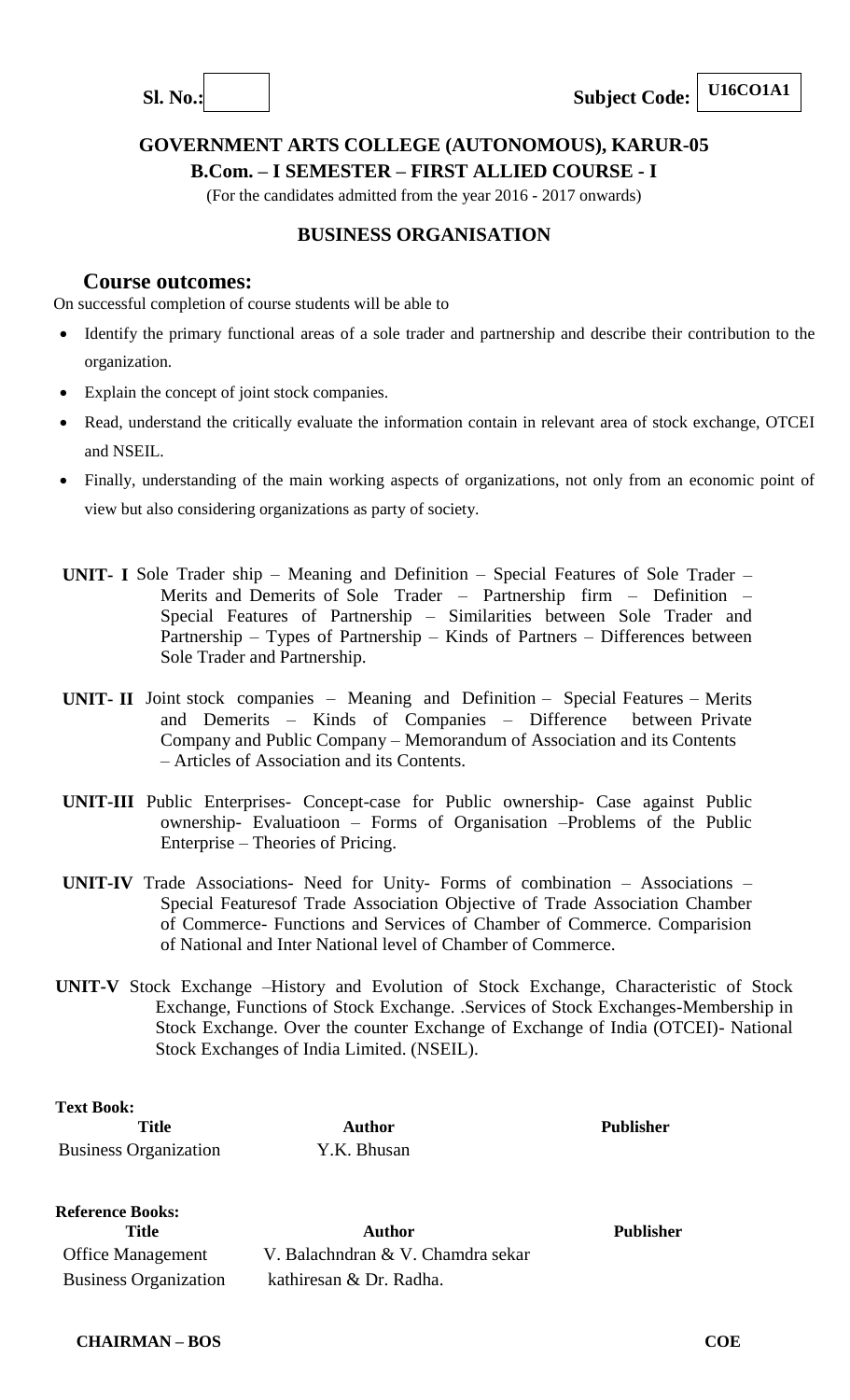**Sl. No.:** &nbsp;&nbsp;&nbsp;&nbsp;&nbsp;&nbsp;&nbsp;&nbsp;&nbsp;&nbsp;&nbsp;&nbsp;&nbsp;&nbsp;&nbsp;&nbsp;&nbsp;&nbsp;&nbsp;&nbsp;&nbsp;&nbsp;&nbsp;&nbsp;&nbsp;&nbsp;&nbsp;&nbsp;&nbsp;&nbsp;&nbsp;&nbsp;&nbsp;&nbsp;&nbsp;&nbsp; **Subject Code: U16CO1A1**

## GOVERNMENT ARTS COLLEGE (AUTONOMOUS), KARUR-05

### B.Com. – I SEMESTER – FIRST ALLIED COURSE - I

(For the candidates admitted from the year 2016 - 2017 onwards)

### BUSINESS ORGANISATION

### Course outcomes:

On successful completion of course students will be able to

- Identify the primary functional areas of a sole trader and partnership and describe their contribution to the organization.
- Explain the concept of joint stock companies.
- Read, understand the critically evaluate the information contain in relevant area of stock exchange, OTCEI and NSEIL.
- Finally, understanding of the main working aspects of organizations, not only from an economic point of view but also considering organizations as party of society.

**UNIT- I** Sole Trader ship – Meaning and Definition – Special Features of Sole Trader – Merits and Demerits of Sole Trader – Partnership firm – Definition – Special Features of Partnership – Similarities between Sole Trader and Partnership – Types of Partnership – Kinds of Partners – Differences between Sole Trader and Partnership.

**UNIT- II** Joint stock companies – Meaning and Definition – Special Features – Merits and Demerits – Kinds of Companies – Difference between Private Company and Public Company – Memorandum of Association and its Contents – Articles of Association and its Contents.

**UNIT-III** Public Enterprises- Concept-case for Public ownership- Case against Public ownership- Evaluatioon – Forms of Organisation –Problems of the Public Enterprise – Theories of Pricing.

**UNIT-IV** Trade Associations- Need for Unity- Forms of combination – Associations – Special Featuresof Trade Association Objective of Trade Association Chamber of Commerce- Functions and Services of Chamber of Commerce. Comparision of National and Inter National level of Chamber of Commerce.

**UNIT-V** Stock Exchange –History and Evolution of Stock Exchange, Characteristic of Stock Exchange, Functions of Stock Exchange. .Services of Stock Exchanges-Membership in Stock Exchange. Over the counter Exchange of Exchange of India (OTCEI)- National Stock Exchanges of India Limited. (NSEIL).

**Text Book:**

| Title | Author | Publisher |
|---|---|---|
| Business Organization | Y.K. Bhusan | |

**Reference Books:**

| Title | Author | Publisher |
|---|---|---|
| Office Management | V. Balachndran & V. Chamda sekar | |
| Business Organization | kathiresan & Dr. Radha. | |

**CHAIRMAN – BOS** &nbsp;&nbsp;&nbsp;&nbsp;&nbsp;&nbsp;&nbsp;&nbsp;&nbsp;&nbsp;&nbsp;&nbsp;&nbsp;&nbsp;&nbsp;&nbsp;&nbsp;&nbsp;&nbsp;&nbsp;&nbsp;&nbsp;&nbsp;&nbsp;&nbsp;&nbsp;&nbsp;&nbsp;&nbsp;&nbsp;&nbsp;&nbsp;&nbsp;&nbsp;&nbsp;&nbsp; **COE**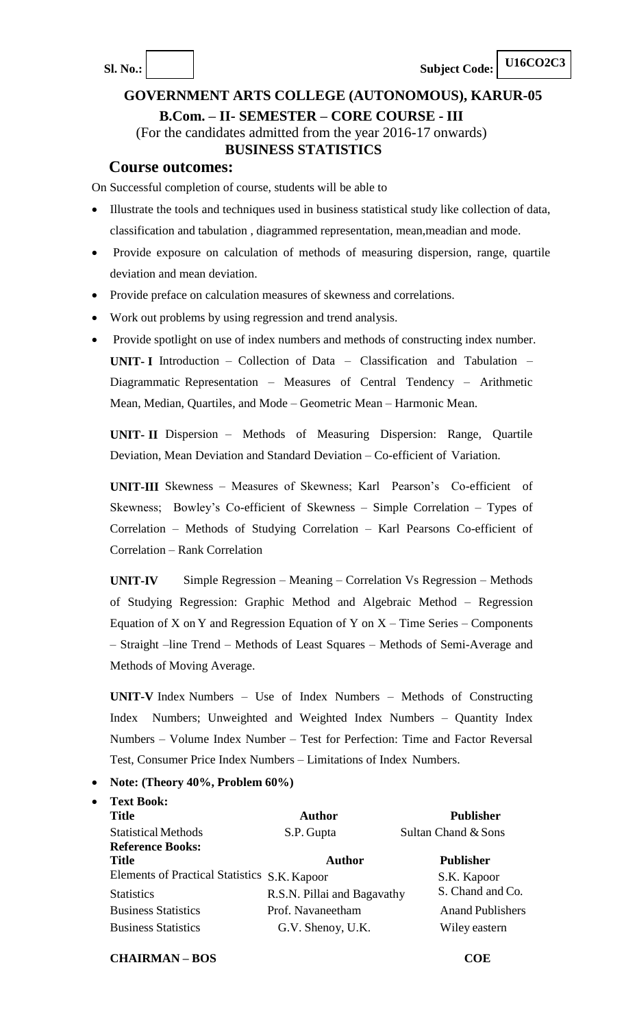**Sl. No.:** | **Subject Code:** **U16CO2C3**

## GOVERNMENT ARTS COLLEGE (AUTONOMOUS), KARUR-05

### B.Com. – II- SEMESTER – CORE COURSE - III

(For the candidates admitted from the year 2016-17 onwards)

### BUSINESS STATISTICS

### Course outcomes:

On Successful completion of course, students will be able to

- Illustrate the tools and techniques used in business statistical study like collection of data, classification and tabulation , diagrammed representation, mean,meadian and mode.
- Provide exposure on calculation of methods of measuring dispersion, range, quartile deviation and mean deviation.
- Provide preface on calculation measures of skewness and correlations.
- Work out problems by using regression and trend analysis.
- Provide spotlight on use of index numbers and methods of constructing index number.

**UNIT- I** Introduction – Collection of Data – Classification and Tabulation – Diagrammatic Representation – Measures of Central Tendency – Arithmetic Mean, Median, Quartiles, and Mode – Geometric Mean – Harmonic Mean.

**UNIT- II** Dispersion – Methods of Measuring Dispersion: Range, Quartile Deviation, Mean Deviation and Standard Deviation – Co-efficient of Variation.

**UNIT-III** Skewness – Measures of Skewness; Karl Pearson's Co-efficient of Skewness; Bowley's Co-efficient of Skewness – Simple Correlation – Types of Correlation – Methods of Studying Correlation – Karl Pearsons Co-efficient of Correlation – Rank Correlation

**UNIT-IV** Simple Regression – Meaning – Correlation Vs Regression – Methods of Studying Regression: Graphic Method and Algebraic Method – Regression Equation of X on Y and Regression Equation of Y on X – Time Series – Components – Straight –line Trend – Methods of Least Squares – Methods of Semi-Average and Methods of Moving Average.

**UNIT-V** Index Numbers – Use of Index Numbers – Methods of Constructing Index Numbers; Unweighted and Weighted Index Numbers – Quantity Index Numbers – Volume Index Number – Test for Perfection: Time and Factor Reversal Test, Consumer Price Index Numbers – Limitations of Index Numbers.

- **Note: (Theory 40%, Problem 60%)**
- **Text Book:**

| Title | Author | Publisher |
|---|---|---|
| Statistical Methods | S.P. Gupta | Sultan Chand & Sons |

**Reference Books:**

| Title | Author | Publisher |
|---|---|---|
| Elements of Practical Statistics | S.K. Kapoor | S.K. Kapoor |
| Statistics | R.S.N. Pillai and Bagavathy | S. Chand and Co. |
| Business Statistics | Prof. Navaneetham | Anand Publishers |
| Business Statistics | G.V. Shenoy, U.K. | Wiley eastern |

**CHAIRMAN – BOS** **COE**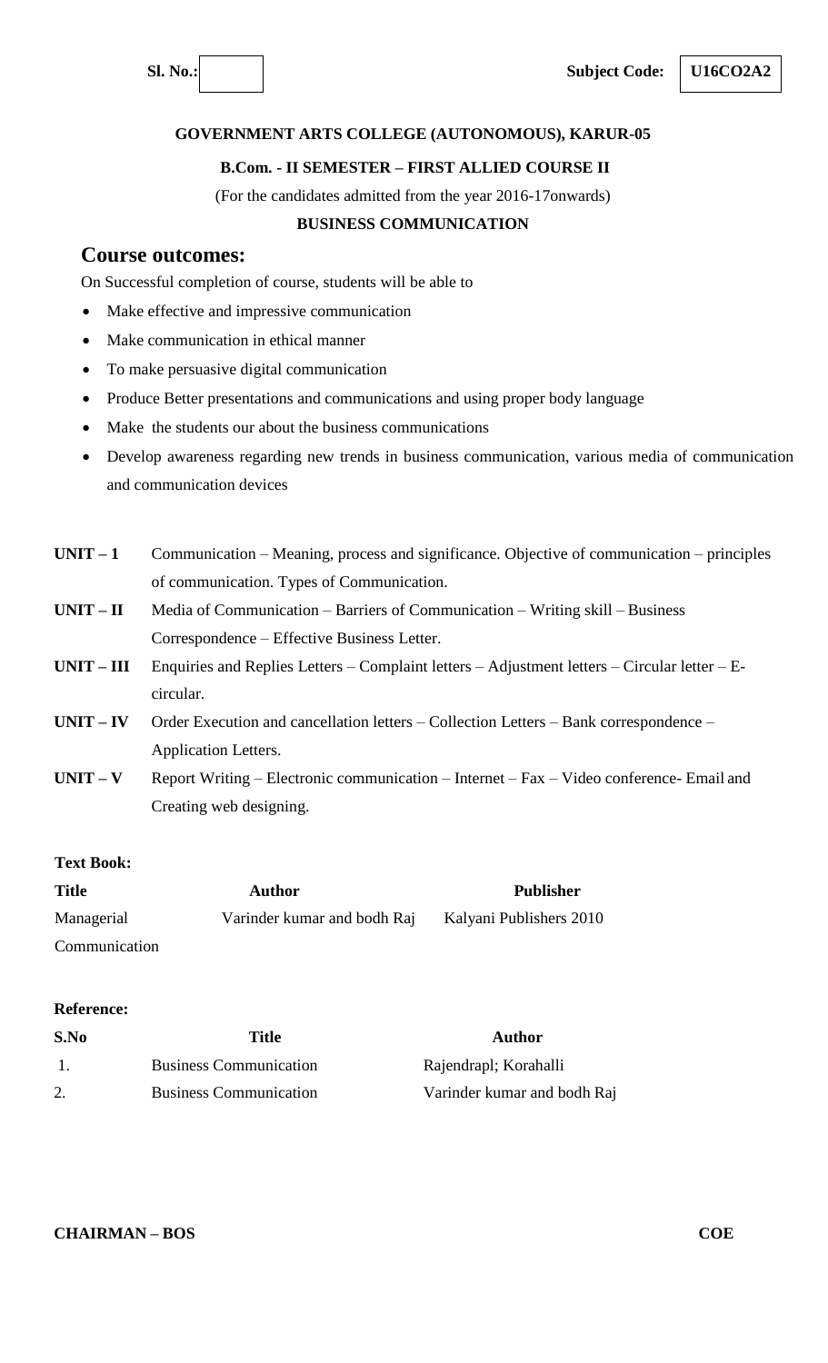**Sl. No.:** | **Subject Code:** **U16CO2A2**

**GOVERNMENT ARTS COLLEGE (AUTONOMOUS), KARUR-05**

**B.Com. - II SEMESTER – FIRST ALLIED COURSE II**

(For the candidates admitted from the year 2016-17onwards)

**BUSINESS COMMUNICATION**

## Course outcomes:

On Successful completion of course, students will be able to

- Make effective and impressive communication
- Make communication in ethical manner
- To make persuasive digital communication
- Produce Better presentations and communications and using proper body language
- Make the students our about the business communications
- Develop awareness regarding new trends in business communication, various media of communication and communication devices

| | |
|---|---|
| **UNIT – 1** | Communication – Meaning, process and significance. Objective of communication – principles of communication. Types of Communication. |
| **UNIT – II** | Media of Communication – Barriers of Communication – Writing skill – Business Correspondence – Effective Business Letter. |
| **UNIT – III** | Enquiries and Replies Letters – Complaint letters – Adjustment letters – Circular letter – E-circular. |
| **UNIT – IV** | Order Execution and cancellation letters – Collection Letters – Bank correspondence – Application Letters. |
| **UNIT – V** | Report Writing – Electronic communication – Internet – Fax – Video conference- Email and Creating web designing. |

**Text Book:**

| **Title** | **Author** | **Publisher** |
|---|---|---|
| Managerial Communication | Varinder kumar and bodh Raj | Kalyani Publishers 2010 |

**Reference:**

| **S.No** | **Title** | **Author** |
|---|---|---|
| 1. | Business Communication | Rajendrapl; Korahalli |
| 2. | Business Communication | Varinder kumar and bodh Raj |

**CHAIRMAN – BOS** **COE**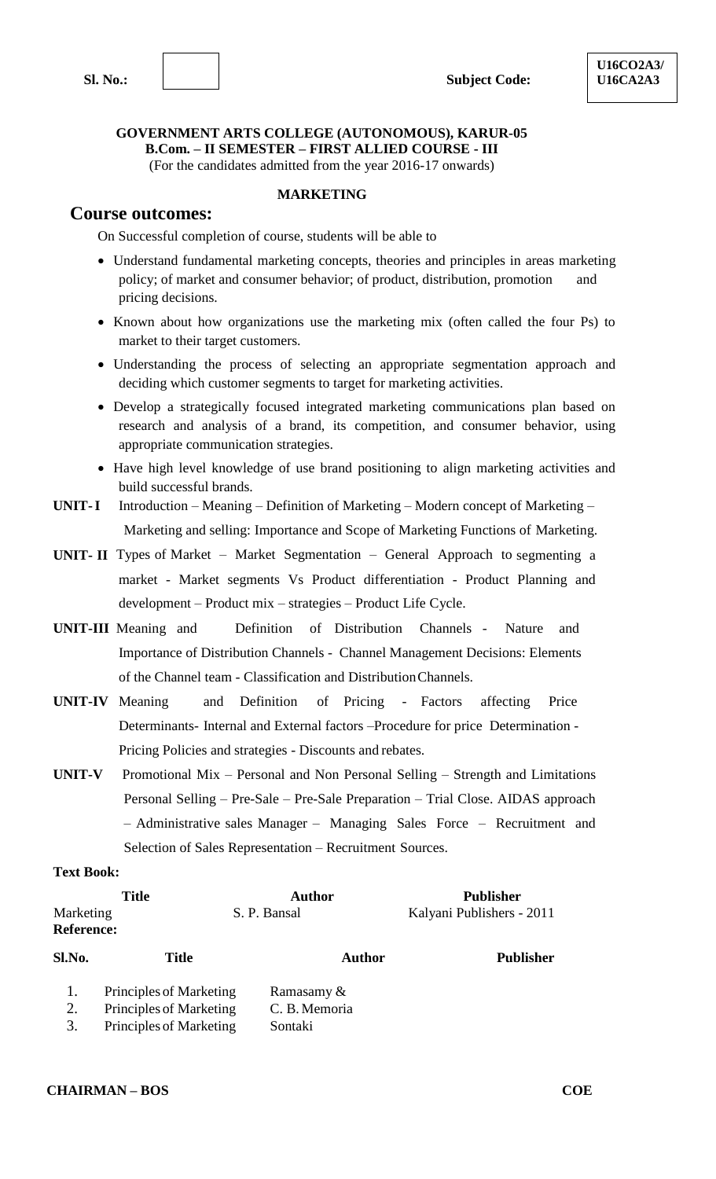**Sl. No.:** &nbsp;&nbsp;&nbsp;&nbsp;&nbsp;&nbsp;&nbsp;&nbsp; **Subject Code:** **U16CO2A3/ U16CA2A3**

**GOVERNMENT ARTS COLLEGE (AUTONOMOUS), KARUR-05**
**B.Com. – II SEMESTER – FIRST ALLIED COURSE - III**
(For the candidates admitted from the year 2016-17 onwards)

**MARKETING**

## Course outcomes:

On Successful completion of course, students will be able to

- Understand fundamental marketing concepts, theories and principles in areas marketing policy; of market and consumer behavior; of product, distribution, promotion and pricing decisions.
- Known about how organizations use the marketing mix (often called the four Ps) to market to their target customers.
- Understanding the process of selecting an appropriate segmentation approach and deciding which customer segments to target for marketing activities.
- Develop a strategically focused integrated marketing communications plan based on research and analysis of a brand, its competition, and consumer behavior, using appropriate communication strategies.
- Have high level knowledge of use brand positioning to align marketing activities and build successful brands.

**UNIT-I** Introduction – Meaning – Definition of Marketing – Modern concept of Marketing – Marketing and selling: Importance and Scope of Marketing Functions of Marketing.

**UNIT- II** Types of Market – Market Segmentation – General Approach to segmenting a market - Market segments Vs Product differentiation - Product Planning and development – Product mix – strategies – Product Life Cycle.

**UNIT-III** Meaning and Definition of Distribution Channels - Nature and Importance of Distribution Channels - Channel Management Decisions: Elements of the Channel team - Classification and Distribution Channels.

**UNIT-IV** Meaning and Definition of Pricing - Factors affecting Price Determinants- Internal and External factors –Procedure for price Determination - Pricing Policies and strategies - Discounts and rebates.

**UNIT-V** Promotional Mix – Personal and Non Personal Selling – Strength and Limitations Personal Selling – Pre-Sale – Pre-Sale Preparation – Trial Close. AIDAS approach – Administrative sales Manager – Managing Sales Force – Recruitment and Selection of Sales Representation – Recruitment Sources.

**Text Book:**

| Title | Author | Publisher |
|---|---|---|
| Marketing | S. P. Bansal | Kalyani Publishers - 2011 |

**Reference:**

| Sl.No. | Title | Author | Publisher |
|---|---|---|---|
| 1. | Principles of Marketing | Ramasamy & | |
| 2. | Principles of Marketing | C. B. Memoria | |
| 3. | Principles of Marketing | Sontaki | |

**CHAIRMAN – BOS** &nbsp;&nbsp;&nbsp;&nbsp;&nbsp;&nbsp;&nbsp;&nbsp; **COE**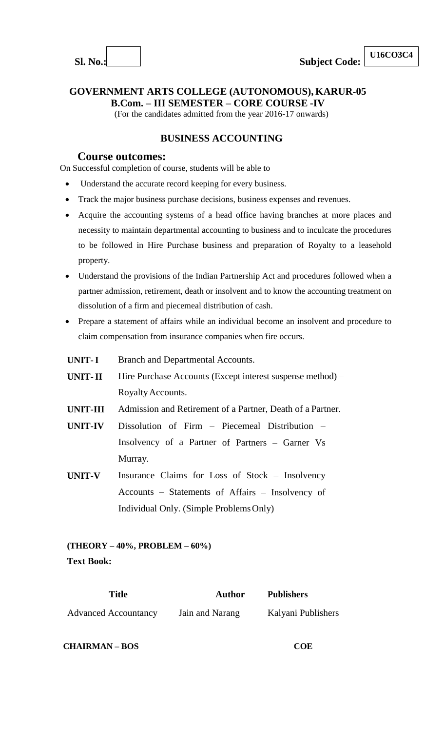**Sl. No.:** **Subject Code:** U16CO3C4

## GOVERNMENT ARTS COLLEGE (AUTONOMOUS), KARUR-05
### B.Com. – III SEMESTER – CORE COURSE -IV

(For the candidates admitted from the year 2016-17 onwards)

### BUSINESS ACCOUNTING

### Course outcomes:

On Successful completion of course, students will be able to

- Understand the accurate record keeping for every business.
- Track the major business purchase decisions, business expenses and revenues.
- Acquire the accounting systems of a head office having branches at more places and necessity to maintain departmental accounting to business and to inculcate the procedures to be followed in Hire Purchase business and preparation of Royalty to a leasehold property.
- Understand the provisions of the Indian Partnership Act and procedures followed when a partner admission, retirement, death or insolvent and to know the accounting treatment on dissolution of a firm and piecemeal distribution of cash.
- Prepare a statement of affairs while an individual become an insolvent and procedure to claim compensation from insurance companies when fire occurs.

**UNIT- I** Branch and Departmental Accounts.

**UNIT- II** Hire Purchase Accounts (Except interest suspense method) – Royalty Accounts.

**UNIT-III** Admission and Retirement of a Partner, Death of a Partner.

**UNIT-IV** Dissolution of Firm – Piecemeal Distribution – Insolvency of a Partner of Partners – Garner Vs Murray.

**UNIT-V** Insurance Claims for Loss of Stock – Insolvency Accounts – Statements of Affairs – Insolvency of Individual Only. (Simple Problems Only)

**(THEORY – 40%, PROBLEM – 60%)**

**Text Book:**

| Title | Author | Publishers |
|---|---|---|
| Advanced Accountancy | Jain and Narang | Kalyani Publishers |

**CHAIRMAN – BOS** **COE**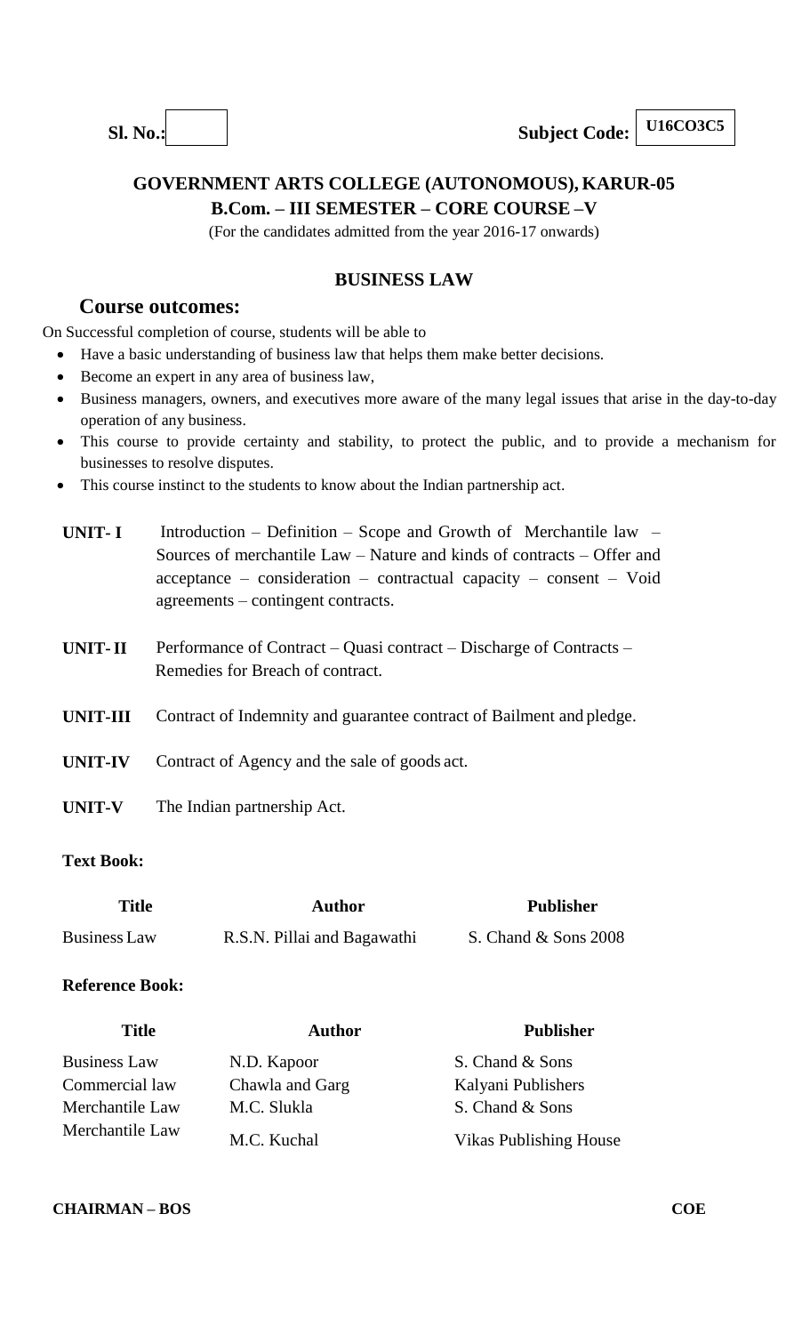**Sl. No.:** | **Subject Code:** **U16CO3C5**

## GOVERNMENT ARTS COLLEGE (AUTONOMOUS), KARUR-05
### B.Com. – III SEMESTER – CORE COURSE –V

(For the candidates admitted from the year 2016-17 onwards)

### BUSINESS LAW

### Course outcomes:

On Successful completion of course, students will be able to

- Have a basic understanding of business law that helps them make better decisions.
- Become an expert in any area of business law,
- Business managers, owners, and executives more aware of the many legal issues that arise in the day-to-day operation of any business.
- This course to provide certainty and stability, to protect the public, and to provide a mechanism for businesses to resolve disputes.
- This course instinct to the students to know about the Indian partnership act.

**UNIT- I** Introduction – Definition – Scope and Growth of Merchantile law – Sources of merchantile Law – Nature and kinds of contracts – Offer and acceptance – consideration – contractual capacity – consent – Void agreements – contingent contracts.

**UNIT- II** Performance of Contract – Quasi contract – Discharge of Contracts – Remedies for Breach of contract.

**UNIT-III** Contract of Indemnity and guarantee contract of Bailment and pledge.

**UNIT-IV** Contract of Agency and the sale of goods act.

**UNIT-V** The Indian partnership Act.

**Text Book:**

| Title | Author | Publisher |
|---|---|---|
| Business Law | R.S.N. Pillai and Bagawathi | S. Chand & Sons 2008 |

**Reference Book:**

| Title | Author | Publisher |
|---|---|---|
| Business Law | N.D. Kapoor | S. Chand & Sons |
| Commercial law | Chawla and Garg | Kalyani Publishers |
| Merchantile Law | M.C. Slukla | S. Chand & Sons |
| Merchantile Law | M.C. Kuchal | Vikas Publishing House |

**CHAIRMAN – BOS** **COE**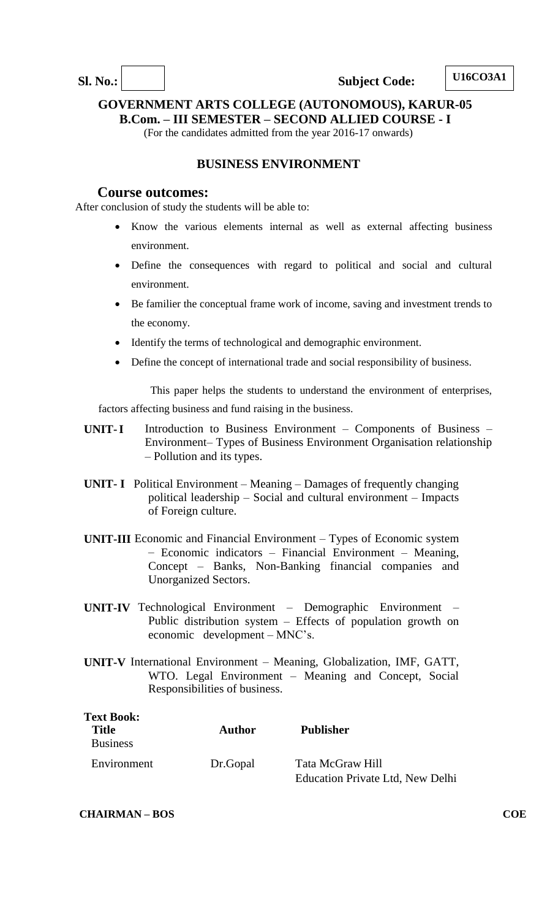**Sl. No.:** | **Subject Code:** **U16CO3A1**

**GOVERNMENT ARTS COLLEGE (AUTONOMOUS), KARUR-05**
**B.Com. – III SEMESTER – SECOND ALLIED COURSE - I**
(For the candidates admitted from the year 2016-17 onwards)

## BUSINESS ENVIRONMENT

### Course outcomes:

After conclusion of study the students will be able to:

- Know the various elements internal as well as external affecting business environment.
- Define the consequences with regard to political and social and cultural environment.
- Be familier the conceptual frame work of income, saving and investment trends to the economy.
- Identify the terms of technological and demographic environment.
- Define the concept of international trade and social responsibility of business.

This paper helps the students to understand the environment of enterprises, factors affecting business and fund raising in the business.

**UNIT- I** Introduction to Business Environment – Components of Business – Environment– Types of Business Environment Organisation relationship – Pollution and its types.

**UNIT- I** Political Environment – Meaning – Damages of frequently changing political leadership – Social and cultural environment – Impacts of Foreign culture.

**UNIT-III** Economic and Financial Environment – Types of Economic system – Economic indicators – Financial Environment – Meaning, Concept – Banks, Non-Banking financial companies and Unorganized Sectors.

**UNIT-IV** Technological Environment – Demographic Environment – Public distribution system – Effects of population growth on economic development – MNC's.

**UNIT-V** International Environment – Meaning, Globalization, IMF, GATT, WTO. Legal Environment – Meaning and Concept, Social Responsibilities of business.

**Text Book:**

| Title | Author | Publisher |
|---|---|---|
| Business Environment | Dr.Gopal | Tata McGraw Hill Education Private Ltd, New Delhi |

**CHAIRMAN – BOS** **COE**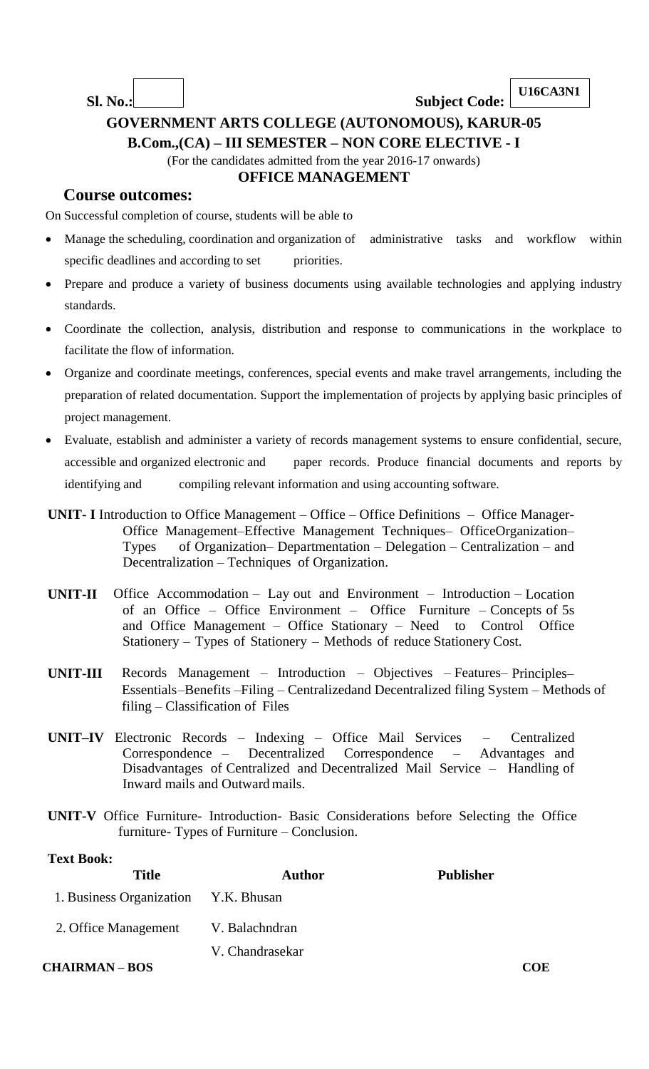**Sl. No.:** &nbsp;&nbsp;&nbsp;&nbsp;&nbsp;&nbsp;&nbsp;&nbsp;&nbsp;&nbsp;&nbsp;&nbsp;&nbsp;&nbsp;&nbsp;&nbsp;&nbsp;&nbsp;&nbsp;&nbsp; **Subject Code: U16CA3N1**

# GOVERNMENT ARTS COLLEGE (AUTONOMOUS), KARUR-05

## B.Com.,(CA) – III SEMESTER – NON CORE ELECTIVE - I

(For the candidates admitted from the year 2016-17 onwards)

## OFFICE MANAGEMENT

### Course outcomes:

On Successful completion of course, students will be able to

- Manage the scheduling, coordination and organization of administrative tasks and workflow within specific deadlines and according to set priorities.
- Prepare and produce a variety of business documents using available technologies and applying industry standards.
- Coordinate the collection, analysis, distribution and response to communications in the workplace to facilitate the flow of information.
- Organize and coordinate meetings, conferences, special events and make travel arrangements, including the preparation of related documentation. Support the implementation of projects by applying basic principles of project management.
- Evaluate, establish and administer a variety of records management systems to ensure confidential, secure, accessible and organized electronic and paper records. Produce financial documents and reports by identifying and compiling relevant information and using accounting software.

**UNIT- I** Introduction to Office Management – Office – Office Definitions – Office Manager- Office Management–Effective Management Techniques– OfficeOrganization– Types of Organization– Departmentation – Delegation – Centralization – and Decentralization – Techniques of Organization.

**UNIT-II** Office Accommodation – Lay out and Environment – Introduction – Location of an Office – Office Environment – Office Furniture – Concepts of 5s and Office Management – Office Stationary – Need to Control Office Stationery – Types of Stationery – Methods of reduce Stationery Cost.

**UNIT-III** Records Management – Introduction – Objectives – Features– Principles– Essentials–Benefits –Filing – Centralizedand Decentralized filing System – Methods of filing – Classification of Files

**UNIT–IV** Electronic Records – Indexing – Office Mail Services – Centralized Correspondence – Decentralized Correspondence – Advantages and Disadvantages of Centralized and Decentralized Mail Service – Handling of Inward mails and Outward mails.

**UNIT-V** Office Furniture- Introduction- Basic Considerations before Selecting the Office furniture- Types of Furniture – Conclusion.

**Text Book:**

| Title | Author | Publisher |
|---|---|---|
| 1. Business Organization | Y.K. Bhusan | |
| 2. Office Management | V. Balachndran<br>V. Chandrasekar | |

**CHAIRMAN – BOS** &nbsp;&nbsp;&nbsp;&nbsp;&nbsp;&nbsp;&nbsp;&nbsp;&nbsp;&nbsp;&nbsp;&nbsp;&nbsp;&nbsp;&nbsp;&nbsp;&nbsp;&nbsp;&nbsp;&nbsp; **COE**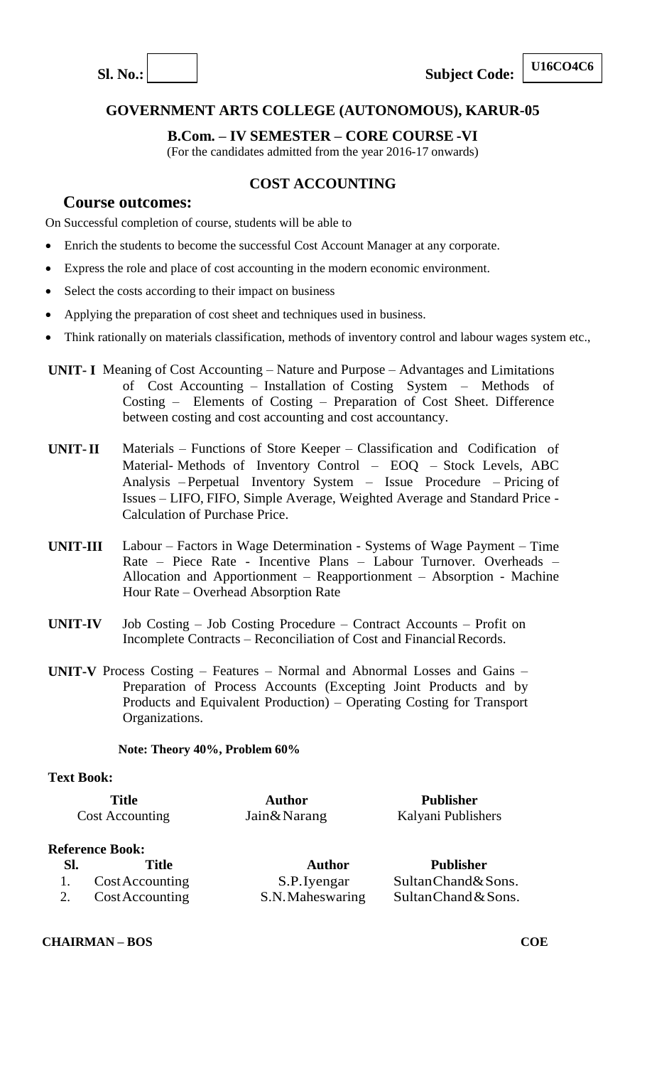**Sl. No.:** &nbsp;&nbsp;&nbsp;&nbsp;&nbsp;&nbsp;&nbsp;&nbsp;&nbsp;&nbsp;&nbsp;&nbsp;&nbsp;&nbsp;&nbsp;&nbsp;&nbsp;&nbsp;&nbsp;&nbsp; **Subject Code: U16CO4C6**

## GOVERNMENT ARTS COLLEGE (AUTONOMOUS), KARUR-05

**B.Com. – IV SEMESTER – CORE COURSE -VI**

(For the candidates admitted from the year 2016-17 onwards)

### COST ACCOUNTING

### Course outcomes:

On Successful completion of course, students will be able to

- Enrich the students to become the successful Cost Account Manager at any corporate.
- Express the role and place of cost accounting in the modern economic environment.
- Select the costs according to their impact on business
- Applying the preparation of cost sheet and techniques used in business.
- Think rationally on materials classification, methods of inventory control and labour wages system etc.,

**UNIT- I** Meaning of Cost Accounting – Nature and Purpose – Advantages and Limitations of Cost Accounting – Installation of Costing System – Methods of Costing – Elements of Costing – Preparation of Cost Sheet. Difference between costing and cost accounting and cost accountancy.

**UNIT- II** Materials – Functions of Store Keeper – Classification and Codification of Material- Methods of Inventory Control – EOQ – Stock Levels, ABC Analysis – Perpetual Inventory System – Issue Procedure – Pricing of Issues – LIFO, FIFO, Simple Average, Weighted Average and Standard Price - Calculation of Purchase Price.

**UNIT-III** Labour – Factors in Wage Determination - Systems of Wage Payment – Time Rate – Piece Rate - Incentive Plans – Labour Turnover. Overheads – Allocation and Apportionment – Reapportionment – Absorption - Machine Hour Rate – Overhead Absorption Rate

**UNIT-IV** Job Costing – Job Costing Procedure – Contract Accounts – Profit on Incomplete Contracts – Reconciliation of Cost and Financial Records.

**UNIT-V** Process Costing – Features – Normal and Abnormal Losses and Gains – Preparation of Process Accounts (Excepting Joint Products and by Products and Equivalent Production) – Operating Costing for Transport Organizations.

**Note: Theory 40%, Problem 60%**

**Text Book:**

| Title | Author | Publisher |
|---|---|---|
| Cost Accounting | Jain&Narang | Kalyani Publishers |

**Reference Book:**

| Sl. | Title | Author | Publisher |
|---|---|---|---|
| 1. | Cost Accounting | S.P.Iyengar | Sultan Chand & Sons. |
| 2. | Cost Accounting | S.N.Maheswaring | Sultan Chand & Sons. |

**CHAIRMAN – BOS** &nbsp;&nbsp;&nbsp;&nbsp;&nbsp;&nbsp;&nbsp;&nbsp;&nbsp;&nbsp;&nbsp;&nbsp;&nbsp;&nbsp;&nbsp;&nbsp;&nbsp;&nbsp;&nbsp;&nbsp; **COE**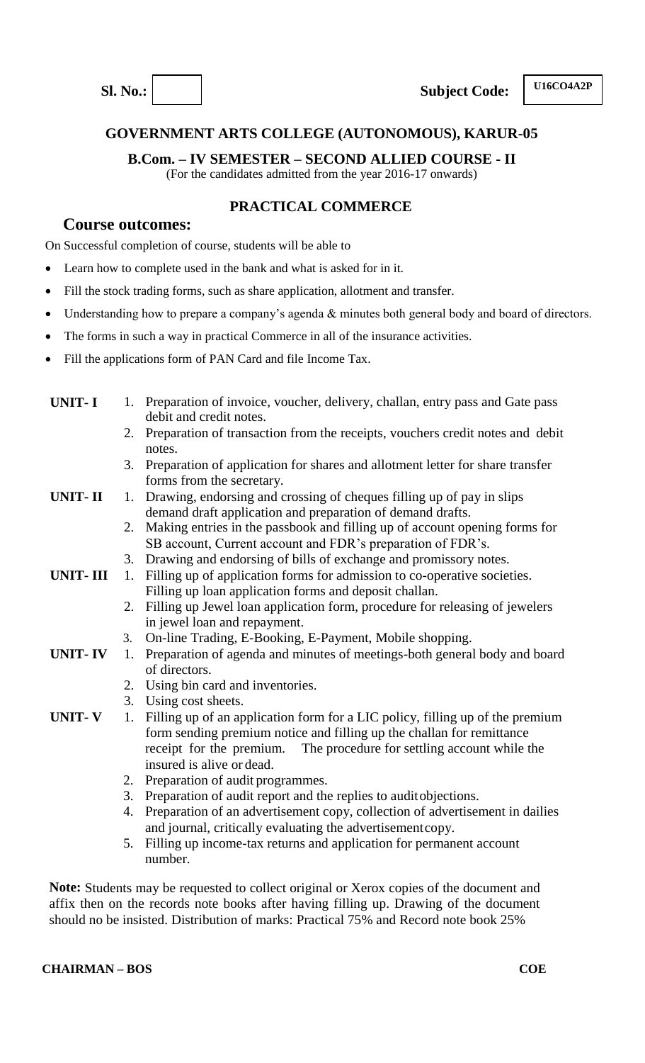**Sl. No.:** | | **Subject Code:** U16CO4A2P

## GOVERNMENT ARTS COLLEGE (AUTONOMOUS), KARUR-05

**B.Com. – IV SEMESTER – SECOND ALLIED COURSE - II**

(For the candidates admitted from the year 2016-17 onwards)

### PRACTICAL COMMERCE

**Course outcomes:**

On Successful completion of course, students will be able to

- Learn how to complete used in the bank and what is asked for in it.
- Fill the stock trading forms, such as share application, allotment and transfer.
- Understanding how to prepare a company's agenda & minutes both general body and board of directors.
- The forms in such a way in practical Commerce in all of the insurance activities.
- Fill the applications form of PAN Card and file Income Tax.

**UNIT- I**

1. Preparation of invoice, voucher, delivery, challan, entry pass and Gate pass debit and credit notes.
2. Preparation of transaction from the receipts, vouchers credit notes and debit notes.
3. Preparation of application for shares and allotment letter for share transfer forms from the secretary.

**UNIT- II**

1. Drawing, endorsing and crossing of cheques filling up of pay in slips demand draft application and preparation of demand drafts.
2. Making entries in the passbook and filling up of account opening forms for SB account, Current account and FDR's preparation of FDR's.
3. Drawing and endorsing of bills of exchange and promissory notes.

**UNIT- III**

1. Filling up of application forms for admission to co-operative societies. Filling up loan application forms and deposit challan.
2. Filling up Jewel loan application form, procedure for releasing of jewelers in jewel loan and repayment.
3. On-line Trading, E-Booking, E-Payment, Mobile shopping.

**UNIT- IV**

1. Preparation of agenda and minutes of meetings-both general body and board of directors.
2. Using bin card and inventories.
3. Using cost sheets.

**UNIT- V**

1. Filling up of an application form for a LIC policy, filling up of the premium form sending premium notice and filling up the challan for remittance receipt for the premium. The procedure for settling account while the insured is alive or dead.
2. Preparation of audit programmes.
3. Preparation of audit report and the replies to audit objections.
4. Preparation of an advertisement copy, collection of advertisement in dailies and journal, critically evaluating the advertisement copy.
5. Filling up income-tax returns and application for permanent account number.

**Note:** Students may be requested to collect original or Xerox copies of the document and affix then on the records note books after having filling up. Drawing of the document should no be insisted. Distribution of marks: Practical 75% and Record note book 25%

**CHAIRMAN – BOS** **COE**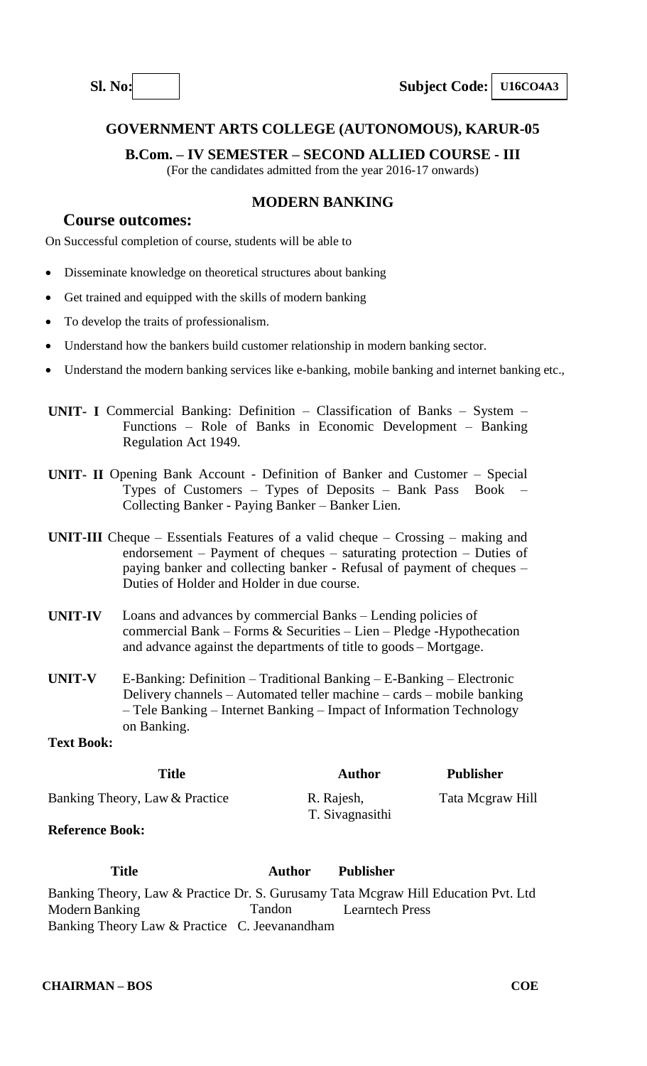**Sl. No:** **Subject Code: U16CO4A3**

## GOVERNMENT ARTS COLLEGE (AUTONOMOUS), KARUR-05

**B.Com. – IV SEMESTER – SECOND ALLIED COURSE - III**

(For the candidates admitted from the year 2016-17 onwards)

### MODERN BANKING

## Course outcomes:

On Successful completion of course, students will be able to

- Disseminate knowledge on theoretical structures about banking
- Get trained and equipped with the skills of modern banking
- To develop the traits of professionalism.
- Understand how the bankers build customer relationship in modern banking sector.
- Understand the modern banking services like e-banking, mobile banking and internet banking etc.,

**UNIT- I** Commercial Banking: Definition – Classification of Banks – System – Functions – Role of Banks in Economic Development – Banking Regulation Act 1949.

**UNIT- II** Opening Bank Account - Definition of Banker and Customer – Special Types of Customers – Types of Deposits – Bank Pass Book – Collecting Banker - Paying Banker – Banker Lien.

**UNIT-III** Cheque – Essentials Features of a valid cheque – Crossing – making and endorsement – Payment of cheques – saturating protection – Duties of paying banker and collecting banker - Refusal of payment of cheques – Duties of Holder and Holder in due course.

**UNIT-IV** Loans and advances by commercial Banks – Lending policies of commercial Bank – Forms & Securities – Lien – Pledge -Hypothecation and advance against the departments of title to goods – Mortgage.

**UNIT-V** E-Banking: Definition – Traditional Banking – E-Banking – Electronic Delivery channels – Automated teller machine – cards – mobile banking – Tele Banking – Internet Banking – Impact of Information Technology on Banking.

**Text Book:**

| Title | Author | Publisher |
|---|---|---|
| Banking Theory, Law & Practice | R. Rajesh, T. Sivagnasithi | Tata Mcgraw Hill |

**Reference Book:**

| Title | Author | Publisher |
|---|---|---|
| Banking Theory, Law & Practice | Dr. S. Gurusamy | Tata Mcgraw Hill Education Pvt. Ltd |
| Modern Banking | Tandon | Learntech Press |
| Banking Theory Law & Practice | C. Jeevanandham | |

**CHAIRMAN – BOS** **COE**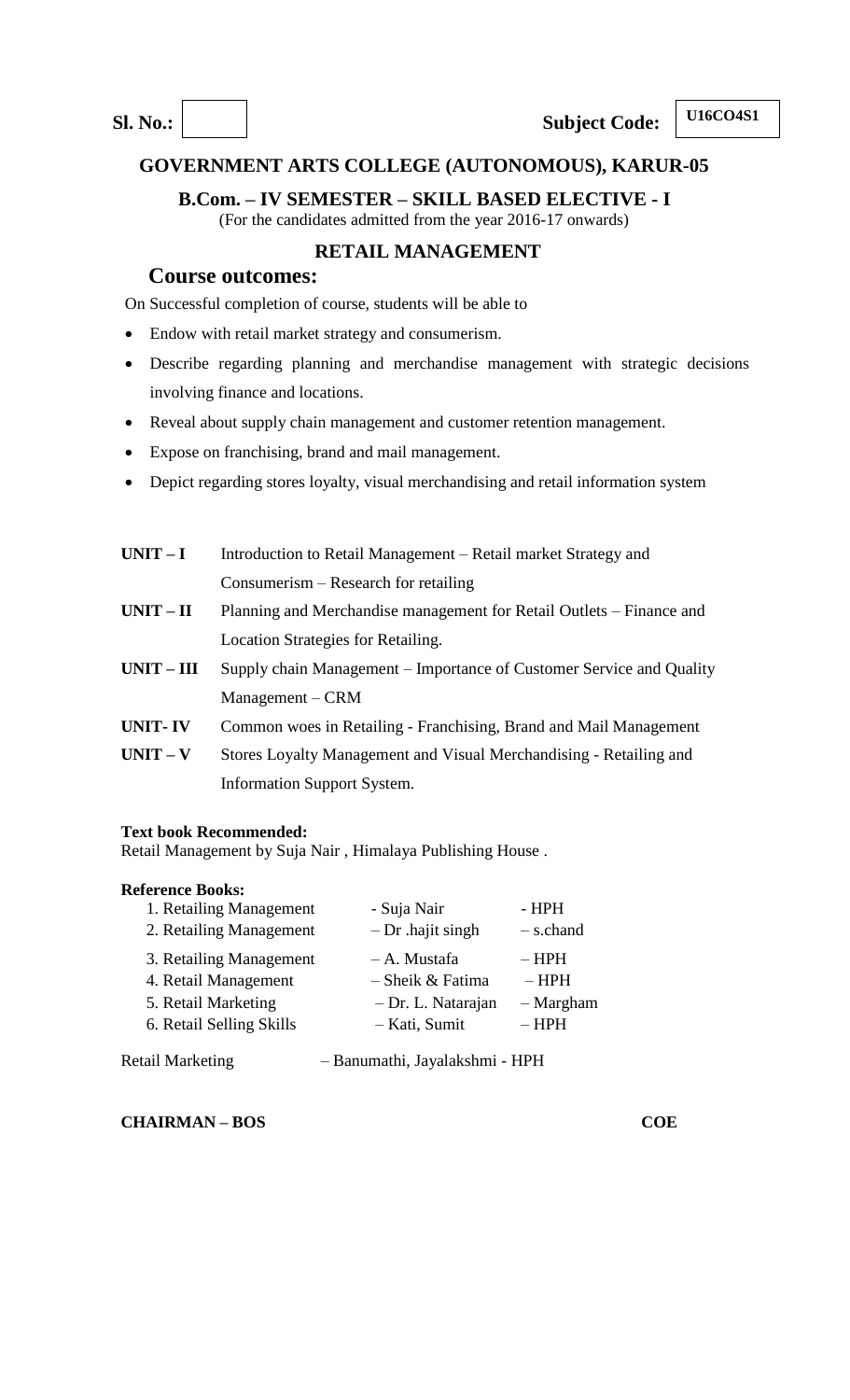**Sl. No.:** | | **Subject Code:** | **U16CO4S1** |

## GOVERNMENT ARTS COLLEGE (AUTONOMOUS), KARUR-05

### B.Com. – IV SEMESTER – SKILL BASED ELECTIVE - I

(For the candidates admitted from the year 2016-17 onwards)

## RETAIL MANAGEMENT

### Course outcomes:

On Successful completion of course, students will be able to

- Endow with retail market strategy and consumerism.
- Describe regarding planning and merchandise management with strategic decisions involving finance and locations.
- Reveal about supply chain management and customer retention management.
- Expose on franchising, brand and mail management.
- Depict regarding stores loyalty, visual merchandising and retail information system

| | |
|---|---|
| **UNIT – I** | Introduction to Retail Management – Retail market Strategy and Consumerism – Research for retailing |
| **UNIT – II** | Planning and Merchandise management for Retail Outlets – Finance and Location Strategies for Retailing. |
| **UNIT – III** | Supply chain Management – Importance of Customer Service and Quality Management – CRM |
| **UNIT- IV** | Common woes in Retailing - Franchising, Brand and Mail Management |
| **UNIT – V** | Stores Loyalty Management and Visual Merchandising - Retailing and Information Support System. |

**Text book Recommended:**
Retail Management by Suja Nair , Himalaya Publishing House .

**Reference Books:**

| | | |
|---|---|---|
| 1. Retailing Management | - Suja Nair | - HPH |
| 2. Retailing Management | – Dr .hajit singh | – s.chand |
| 3. Retailing Management | – A. Mustafa | – HPH |
| 4. Retail Management | – Sheik & Fatima | – HPH |
| 5. Retail Marketing | – Dr. L. Natarajan | – Margham |
| 6. Retail Selling Skills | – Kati, Sumit | – HPH |

Retail Marketing – Banumathi, Jayalakshmi - HPH

**CHAIRMAN – BOS** **COE**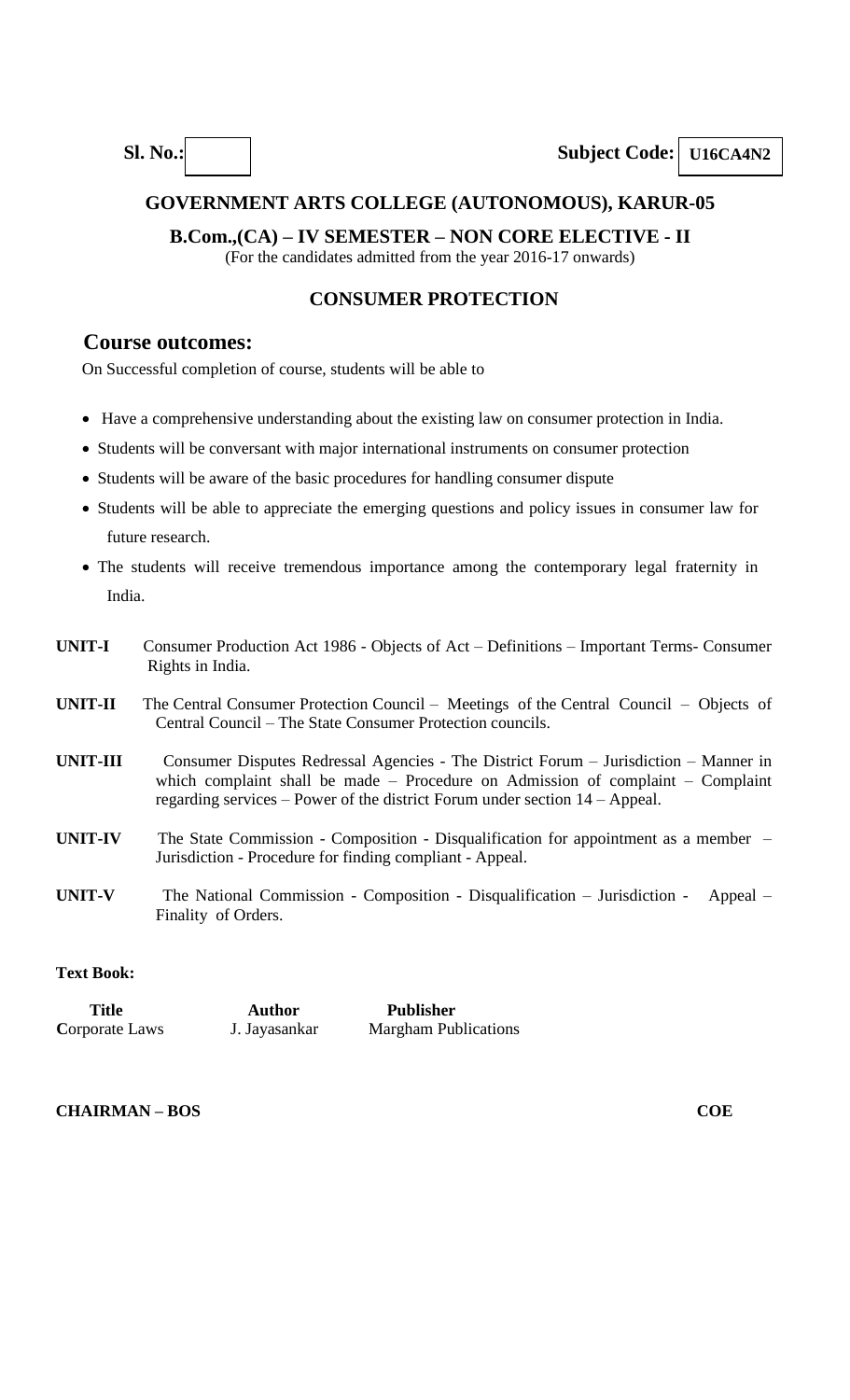**Sl. No.:** | | **Subject Code:** **U16CA4N2**

## GOVERNMENT ARTS COLLEGE (AUTONOMOUS), KARUR-05

**B.Com.,(CA) – IV SEMESTER – NON CORE ELECTIVE - II**

(For the candidates admitted from the year 2016-17 onwards)

## CONSUMER PROTECTION

### Course outcomes:

On Successful completion of course, students will be able to

- Have a comprehensive understanding about the existing law on consumer protection in India.
- Students will be conversant with major international instruments on consumer protection
- Students will be aware of the basic procedures for handling consumer dispute
- Students will be able to appreciate the emerging questions and policy issues in consumer law for future research.
- The students will receive tremendous importance among the contemporary legal fraternity in India.

**UNIT-I** Consumer Production Act 1986 - Objects of Act – Definitions – Important Terms- Consumer Rights in India.

**UNIT-II** The Central Consumer Protection Council – Meetings of the Central Council – Objects of Central Council – The State Consumer Protection councils.

**UNIT-III** Consumer Disputes Redressal Agencies - The District Forum – Jurisdiction – Manner in which complaint shall be made – Procedure on Admission of complaint – Complaint regarding services – Power of the district Forum under section 14 – Appeal.

**UNIT-IV** The State Commission - Composition - Disqualification for appointment as a member – Jurisdiction - Procedure for finding compliant - Appeal.

**UNIT-V** The National Commission - Composition - Disqualification – Jurisdiction - Appeal – Finality of Orders.

**Text Book:**

| Title | Author | Publisher |
|---|---|---|
| Corporate Laws | J. Jayasankar | Margham Publications |

**CHAIRMAN – BOS** **COE**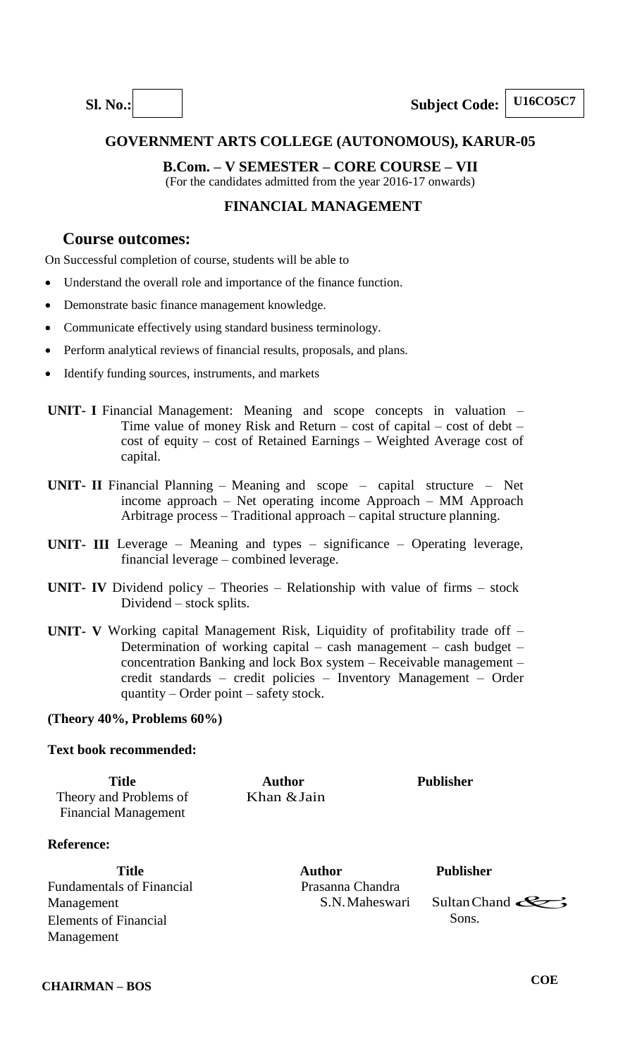**Sl. No.:** 

**Subject Code:** U16CO5C7

**GOVERNMENT ARTS COLLEGE (AUTONOMOUS), KARUR-05**

**B.Com. – V SEMESTER – CORE COURSE – VII**

(For the candidates admitted from the year 2016-17 onwards)

**FINANCIAL MANAGEMENT**

## Course outcomes:

On Successful completion of course, students will be able to

- Understand the overall role and importance of the finance function.
- Demonstrate basic finance management knowledge.
- Communicate effectively using standard business terminology.
- Perform analytical reviews of financial results, proposals, and plans.
- Identify funding sources, instruments, and markets

**UNIT- I** Financial Management: Meaning and scope concepts in valuation – Time value of money Risk and Return – cost of capital – cost of debt – cost of equity – cost of Retained Earnings – Weighted Average cost of capital.

**UNIT- II** Financial Planning – Meaning and scope – capital structure – Net income approach – Net operating income Approach – MM Approach Arbitrage process – Traditional approach – capital structure planning.

**UNIT- III** Leverage – Meaning and types – significance – Operating leverage, financial leverage – combined leverage.

**UNIT- IV** Dividend policy – Theories – Relationship with value of firms – stock Dividend – stock splits.

**UNIT- V** Working capital Management Risk, Liquidity of profitability trade off – Determination of working capital – cash management – cash budget – concentration Banking and lock Box system – Receivable management – credit standards – credit policies – Inventory Management – Order quantity – Order point – safety stock.

**(Theory 40%, Problems 60%)**

**Text book recommended:**

| Title | Author | Publisher |
|---|---|---|
| Theory and Problems of Financial Management | Khan & Jain | |

**Reference:**

| Title | Author | Publisher |
|---|---|---|
| Fundamentals of Financial Management | Prasanna Chandra | |
| Elements of Financial Management | S.N. Maheswari | Sultan Chand & Sons. |

**CHAIRMAN – BOS** **COE**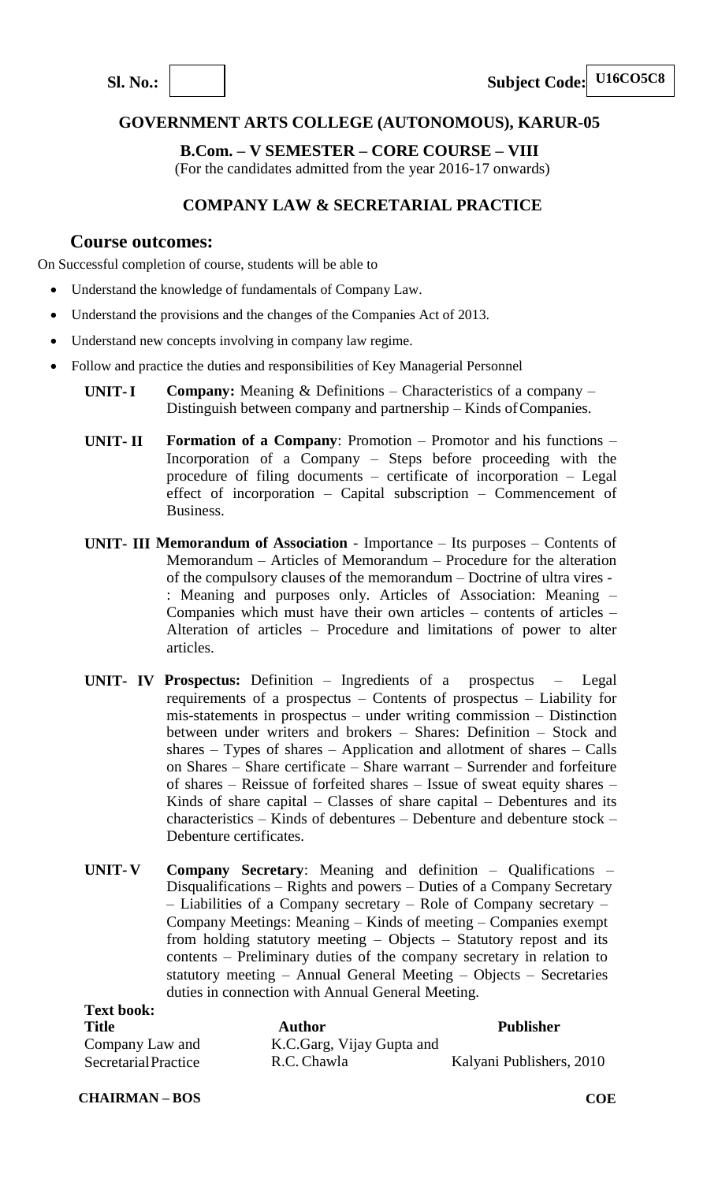**Sl. No.:** | **Subject Code:** U16CO5C8

## GOVERNMENT ARTS COLLEGE (AUTONOMOUS), KARUR-05

**B.Com. – V SEMESTER – CORE COURSE – VIII**

(For the candidates admitted from the year 2016-17 onwards)

## COMPANY LAW & SECRETARIAL PRACTICE

### Course outcomes:

On Successful completion of course, students will be able to

- Understand the knowledge of fundamentals of Company Law.
- Understand the provisions and the changes of the Companies Act of 2013.
- Understand new concepts involving in company law regime.
- Follow and practice the duties and responsibilities of Key Managerial Personnel

**UNIT- I** **Company:** Meaning & Definitions – Characteristics of a company – Distinguish between company and partnership – Kinds of Companies.

**UNIT- II** **Formation of a Company**: Promotion – Promotor and his functions – Incorporation of a Company – Steps before proceeding with the procedure of filing documents – certificate of incorporation – Legal effect of incorporation – Capital subscription – Commencement of Business.

**UNIT- III** **Memorandum of Association** - Importance – Its purposes – Contents of Memorandum – Articles of Memorandum – Procedure for the alteration of the compulsory clauses of the memorandum – Doctrine of ultra vires - : Meaning and purposes only. Articles of Association: Meaning – Companies which must have their own articles – contents of articles – Alteration of articles – Procedure and limitations of power to alter articles.

**UNIT- IV** **Prospectus:** Definition – Ingredients of a prospectus – Legal requirements of a prospectus – Contents of prospectus – Liability for mis-statements in prospectus – under writing commission – Distinction between under writers and brokers – Shares: Definition – Stock and shares – Types of shares – Application and allotment of shares – Calls on Shares – Share certificate – Share warrant – Surrender and forfeiture of shares – Reissue of forfeited shares – Issue of sweat equity shares – Kinds of share capital – Classes of share capital – Debentures and its characteristics – Kinds of debentures – Debenture and debenture stock – Debenture certificates.

**UNIT- V** **Company Secretary**: Meaning and definition – Qualifications – Disqualifications – Rights and powers – Duties of a Company Secretary – Liabilities of a Company secretary – Role of Company secretary – Company Meetings: Meaning – Kinds of meeting – Companies exempt from holding statutory meeting – Objects – Statutory repost and its contents – Preliminary duties of the company secretary in relation to statutory meeting – Annual General Meeting – Objects – Secretaries duties in connection with Annual General Meeting.

**Text book:**

| Title | Author | Publisher |
|---|---|---|
| Company Law and Secretarial Practice | K.C.Garg, Vijay Gupta and R.C. Chawla | Kalyani Publishers, 2010 |

**CHAIRMAN – BOS** | **COE**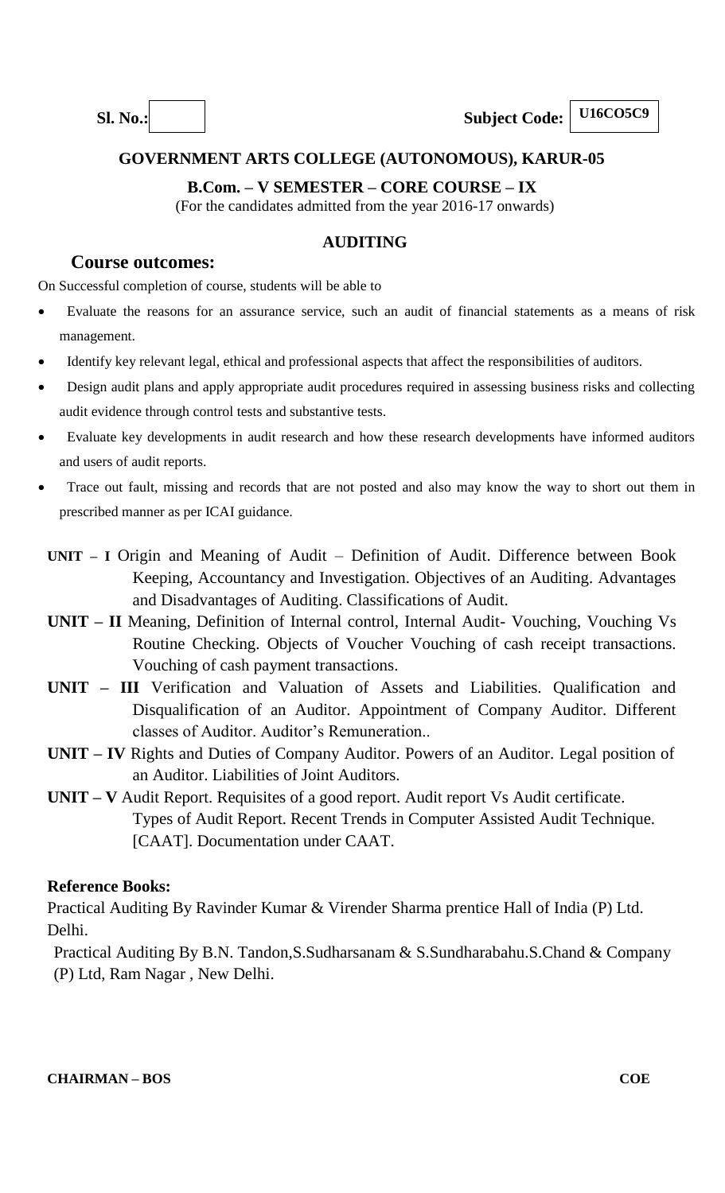**Sl. No.:** | **Subject Code:** **U16CO5C9**

**GOVERNMENT ARTS COLLEGE (AUTONOMOUS), KARUR-05**

**B.Com. – V SEMESTER – CORE COURSE – IX**

(For the candidates admitted from the year 2016-17 onwards)

**AUDITING**

## Course outcomes:

On Successful completion of course, students will be able to

- Evaluate the reasons for an assurance service, such an audit of financial statements as a means of risk management.
- Identify key relevant legal, ethical and professional aspects that affect the responsibilities of auditors.
- Design audit plans and apply appropriate audit procedures required in assessing business risks and collecting audit evidence through control tests and substantive tests.
- Evaluate key developments in audit research and how these research developments have informed auditors and users of audit reports.
- Trace out fault, missing and records that are not posted and also may know the way to short out them in prescribed manner as per ICAI guidance.

**UNIT – I** Origin and Meaning of Audit – Definition of Audit. Difference between Book Keeping, Accountancy and Investigation. Objectives of an Auditing. Advantages and Disadvantages of Auditing. Classifications of Audit.

**UNIT – II** Meaning, Definition of Internal control, Internal Audit- Vouching, Vouching Vs Routine Checking. Objects of Voucher Vouching of cash receipt transactions. Vouching of cash payment transactions.

**UNIT – III** Verification and Valuation of Assets and Liabilities. Qualification and Disqualification of an Auditor. Appointment of Company Auditor. Different classes of Auditor. Auditor's Remuneration..

**UNIT – IV** Rights and Duties of Company Auditor. Powers of an Auditor. Legal position of an Auditor. Liabilities of Joint Auditors.

**UNIT – V** Audit Report. Requisites of a good report. Audit report Vs Audit certificate. Types of Audit Report. Recent Trends in Computer Assisted Audit Technique. [CAAT]. Documentation under CAAT.

**Reference Books:**

Practical Auditing By Ravinder Kumar & Virender Sharma prentice Hall of India (P) Ltd. Delhi.

Practical Auditing By B.N. Tandon,S.Sudharsanam & S.Sundharabahu.S.Chand & Company (P) Ltd, Ram Nagar , New Delhi.

**CHAIRMAN – BOS** **COE**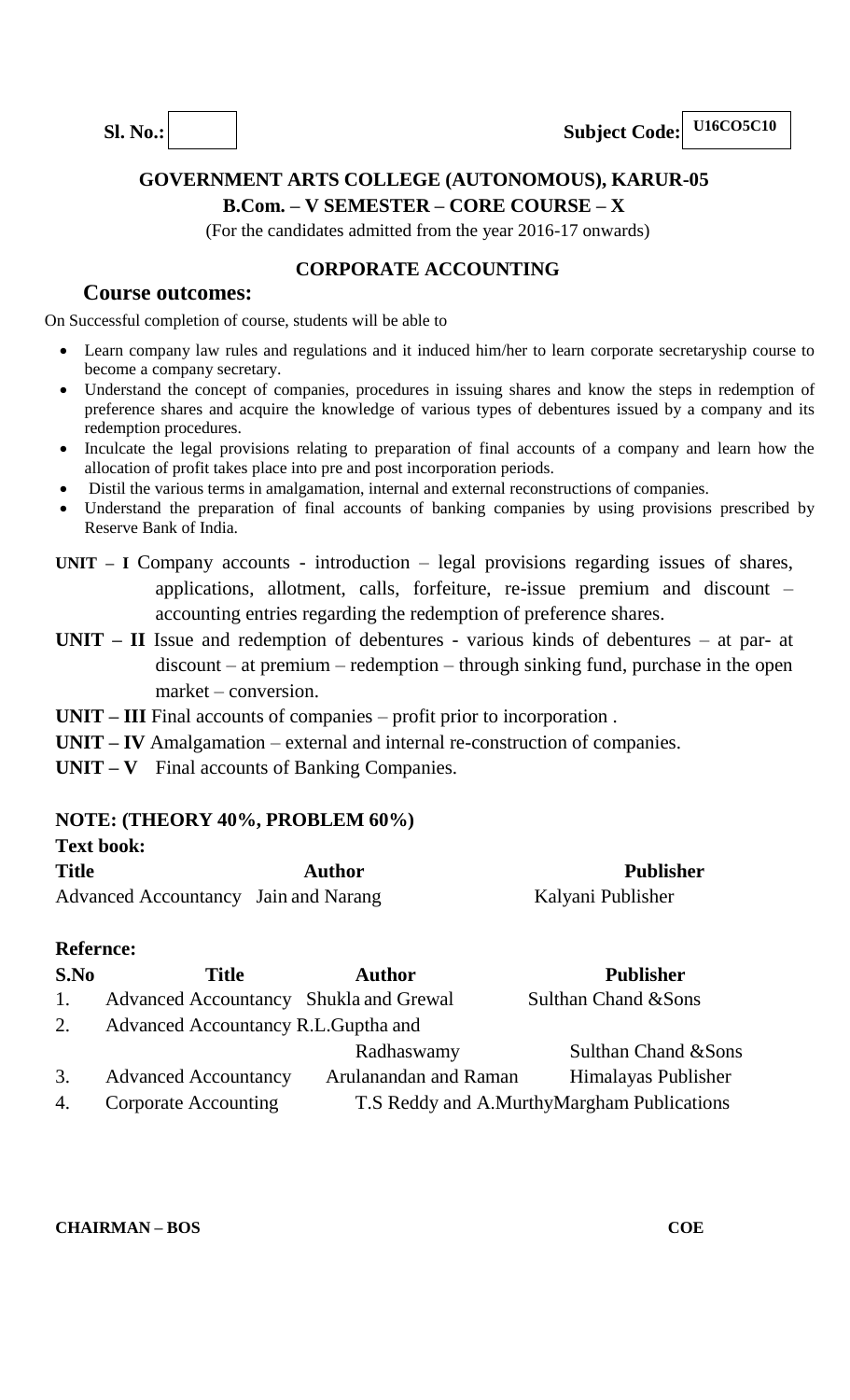**Sl. No.:** | **Subject Code:** U16CO5C10

**GOVERNMENT ARTS COLLEGE (AUTONOMOUS), KARUR-05**

**B.Com. – V SEMESTER – CORE COURSE – X**

(For the candidates admitted from the year 2016-17 onwards)

**CORPORATE ACCOUNTING**

## Course outcomes:

On Successful completion of course, students will be able to

- Learn company law rules and regulations and it induced him/her to learn corporate secretaryship course to become a company secretary.
- Understand the concept of companies, procedures in issuing shares and know the steps in redemption of preference shares and acquire the knowledge of various types of debentures issued by a company and its redemption procedures.
- Inculcate the legal provisions relating to preparation of final accounts of a company and learn how the allocation of profit takes place into pre and post incorporation periods.
- Distil the various terms in amalgamation, internal and external reconstructions of companies.
- Understand the preparation of final accounts of banking companies by using provisions prescribed by Reserve Bank of India.

**UNIT – I** Company accounts - introduction – legal provisions regarding issues of shares, applications, allotment, calls, forfeiture, re-issue premium and discount – accounting entries regarding the redemption of preference shares.

**UNIT – II** Issue and redemption of debentures - various kinds of debentures – at par- at discount – at premium – redemption – through sinking fund, purchase in the open market – conversion.

**UNIT – III** Final accounts of companies – profit prior to incorporation .

**UNIT – IV** Amalgamation – external and internal re-construction of companies.

**UNIT – V** Final accounts of Banking Companies.

**NOTE: (THEORY 40%, PROBLEM 60%)**

**Text book:**

| Title | Author | Publisher |
|---|---|---|
| Advanced Accountancy | Jain and Narang | Kalyani Publisher |

**Refernce:**

| S.No | Title | Author | Publisher |
|---|---|---|---|
| 1. | Advanced Accountancy | Shukla and Grewal | Sulthan Chand &Sons |
| 2. | Advanced Accountancy | R.L.Guptha and Radhaswamy | Sulthan Chand &Sons |
| 3. | Advanced Accountancy | Arulanandan and Raman | Himalayas Publisher |
| 4. | Corporate Accounting | T.S Reddy and A.Murthy | Margham Publications |

**CHAIRMAN – BOS** **COE**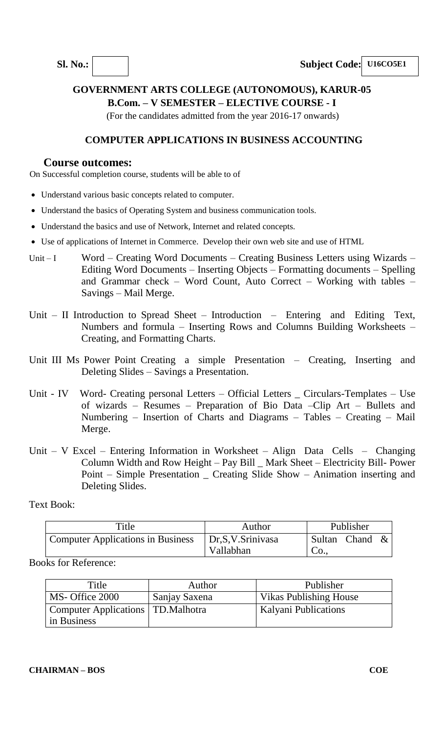**Sl. No.:** | | **Subject Code:** U16CO5E1

**GOVERNMENT ARTS COLLEGE (AUTONOMOUS), KARUR-05**
**B.Com. – V SEMESTER – ELECTIVE COURSE - I**
(For the candidates admitted from the year 2016-17 onwards)

**COMPUTER APPLICATIONS IN BUSINESS ACCOUNTING**

## Course outcomes:

On Successful completion course, students will be able to of

- Understand various basic concepts related to computer.
- Understand the basics of Operating System and business communication tools.
- Understand the basics and use of Network, Internet and related concepts.
- Use of applications of Internet in Commerce. Develop their own web site and use of HTML

Unit – I Word – Creating Word Documents – Creating Business Letters using Wizards – Editing Word Documents – Inserting Objects – Formatting documents – Spelling and Grammar check – Word Count, Auto Correct – Working with tables – Savings – Mail Merge.

Unit – II Introduction to Spread Sheet – Introduction – Entering and Editing Text, Numbers and formula – Inserting Rows and Columns Building Worksheets – Creating, and Formatting Charts.

Unit III Ms Power Point Creating a simple Presentation – Creating, Inserting and Deleting Slides – Savings a Presentation.

Unit - IV Word- Creating personal Letters – Official Letters _ Circulars-Templates – Use of wizards – Resumes – Preparation of Bio Data –Clip Art – Bullets and Numbering – Insertion of Charts and Diagrams – Tables – Creating – Mail Merge.

Unit – V Excel – Entering Information in Worksheet – Align Data Cells – Changing Column Width and Row Height – Pay Bill _ Mark Sheet – Electricity Bill- Power Point – Simple Presentation _ Creating Slide Show – Animation inserting and Deleting Slides.

Text Book:

| Title | Author | Publisher |
|---|---|---|
| Computer Applications in Business | Dr,S,V.Srinivasa Vallabhan | Sultan Chand & Co., |

Books for Reference:

| Title | Author | Publisher |
|---|---|---|
| MS- Office 2000 | Sanjay Saxena | Vikas Publishing House |
| Computer Applications in Business | TD.Malhotra | Kalyani Publications |

**CHAIRMAN – BOS** **COE**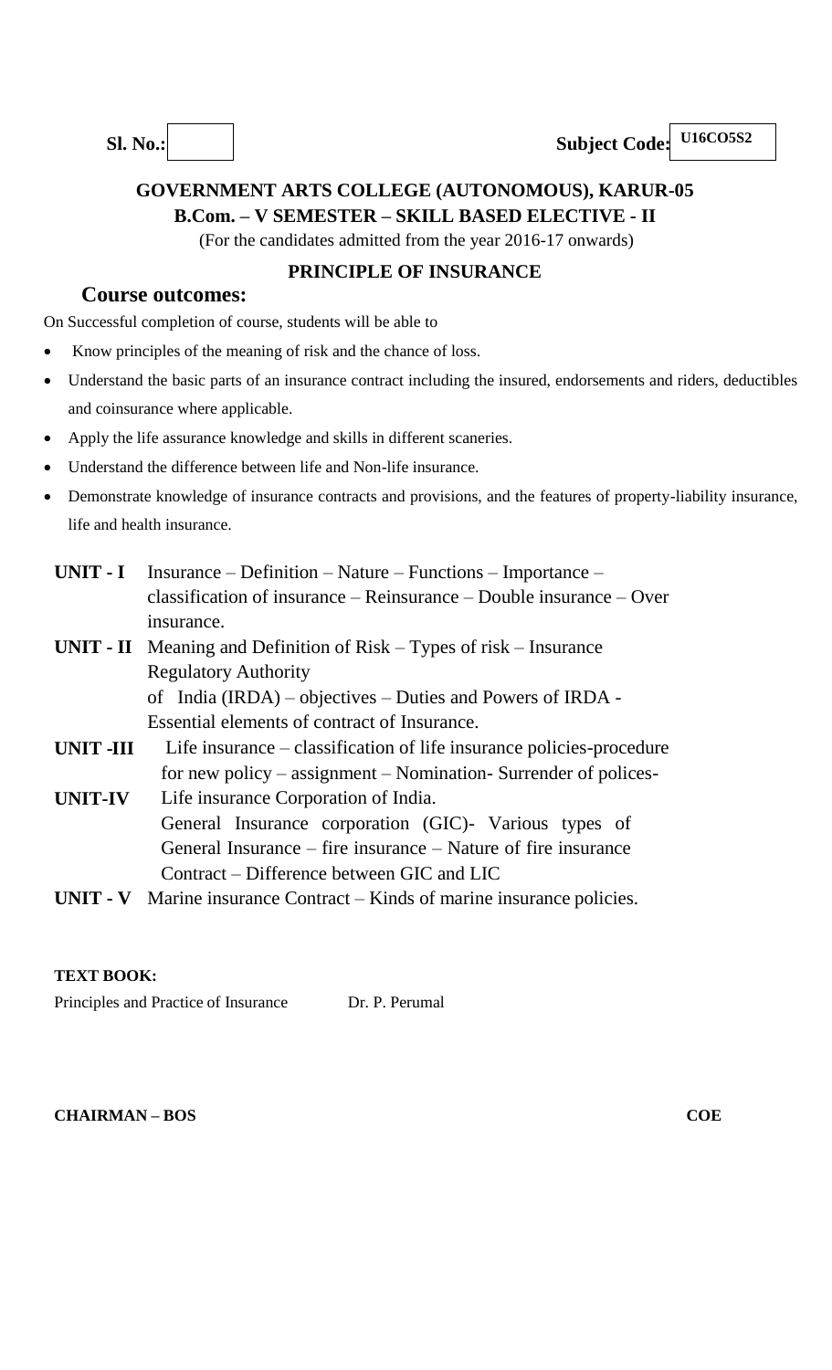**Sl. No.:** | **Subject Code:** U16CO5S2

**GOVERNMENT ARTS COLLEGE (AUTONOMOUS), KARUR-05**
**B.Com. – V SEMESTER – SKILL BASED ELECTIVE - II**
(For the candidates admitted from the year 2016-17 onwards)

## PRINCIPLE OF INSURANCE

### Course outcomes:

On Successful completion of course, students will be able to

- Know principles of the meaning of risk and the chance of loss.
- Understand the basic parts of an insurance contract including the insured, endorsements and riders, deductibles and coinsurance where applicable.
- Apply the life assurance knowledge and skills in different scaneries.
- Understand the difference between life and Non-life insurance.
- Demonstrate knowledge of insurance contracts and provisions, and the features of property-liability insurance, life and health insurance.

**UNIT - I** Insurance – Definition – Nature – Functions – Importance – classification of insurance – Reinsurance – Double insurance – Over insurance.

**UNIT - II** Meaning and Definition of Risk – Types of risk – Insurance Regulatory Authority of India (IRDA) – objectives – Duties and Powers of IRDA - Essential elements of contract of Insurance.

**UNIT -III** Life insurance – classification of life insurance policies-procedure for new policy – assignment – Nomination- Surrender of polices-

**UNIT-IV** Life insurance Corporation of India. General Insurance corporation (GIC)- Various types of General Insurance – fire insurance – Nature of fire insurance Contract – Difference between GIC and LIC

**UNIT - V** Marine insurance Contract – Kinds of marine insurance policies.

**TEXT BOOK:**

Principles and Practice of Insurance — Dr. P. Perumal

**CHAIRMAN – BOS** | **COE**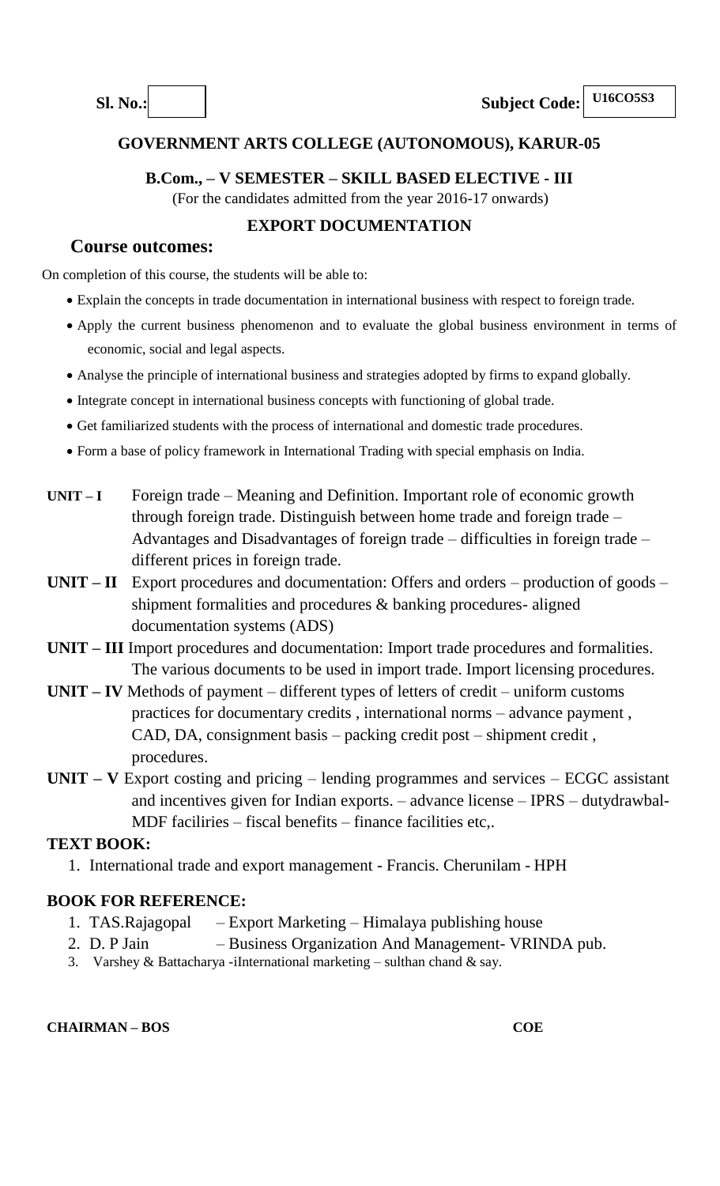**Sl. No.:** | **Subject Code:** U16CO5S3

**GOVERNMENT ARTS COLLEGE (AUTONOMOUS), KARUR-05**

**B.Com., – V SEMESTER – SKILL BASED ELECTIVE - III**

(For the candidates admitted from the year 2016-17 onwards)

**EXPORT DOCUMENTATION**

## Course outcomes:

On completion of this course, the students will be able to:

- Explain the concepts in trade documentation in international business with respect to foreign trade.
- Apply the current business phenomenon and to evaluate the global business environment in terms of economic, social and legal aspects.
- Analyse the principle of international business and strategies adopted by firms to expand globally.
- Integrate concept in international business concepts with functioning of global trade.
- Get familiarized students with the process of international and domestic trade procedures.
- Form a base of policy framework in International Trading with special emphasis on India.

**UNIT – I** Foreign trade – Meaning and Definition. Important role of economic growth through foreign trade. Distinguish between home trade and foreign trade – Advantages and Disadvantages of foreign trade – difficulties in foreign trade – different prices in foreign trade.

**UNIT – II** Export procedures and documentation: Offers and orders – production of goods – shipment formalities and procedures & banking procedures- aligned documentation systems (ADS)

**UNIT – III** Import procedures and documentation: Import trade procedures and formalities. The various documents to be used in import trade. Import licensing procedures.

**UNIT – IV** Methods of payment – different types of letters of credit – uniform customs practices for documentary credits , international norms – advance payment , CAD, DA, consignment basis – packing credit post – shipment credit , procedures.

**UNIT – V** Export costing and pricing – lending programmes and services – ECGC assistant and incentives given for Indian exports. – advance license – IPRS – dutydrawbal- MDF facilires – fiscal benefits – finance facilities etc,.

**TEXT BOOK:**

1. International trade and export management - Francis. Cherunilam - HPH

**BOOK FOR REFERENCE:**

1. TAS.Rajagopal – Export Marketing – Himalaya publishing house
2. D. P Jain – Business Organization And Management- VRINDA pub.
3. Varshey & Battacharya -iInternational marketing – sulthan chand & say.

**CHAIRMAN – BOS** **COE**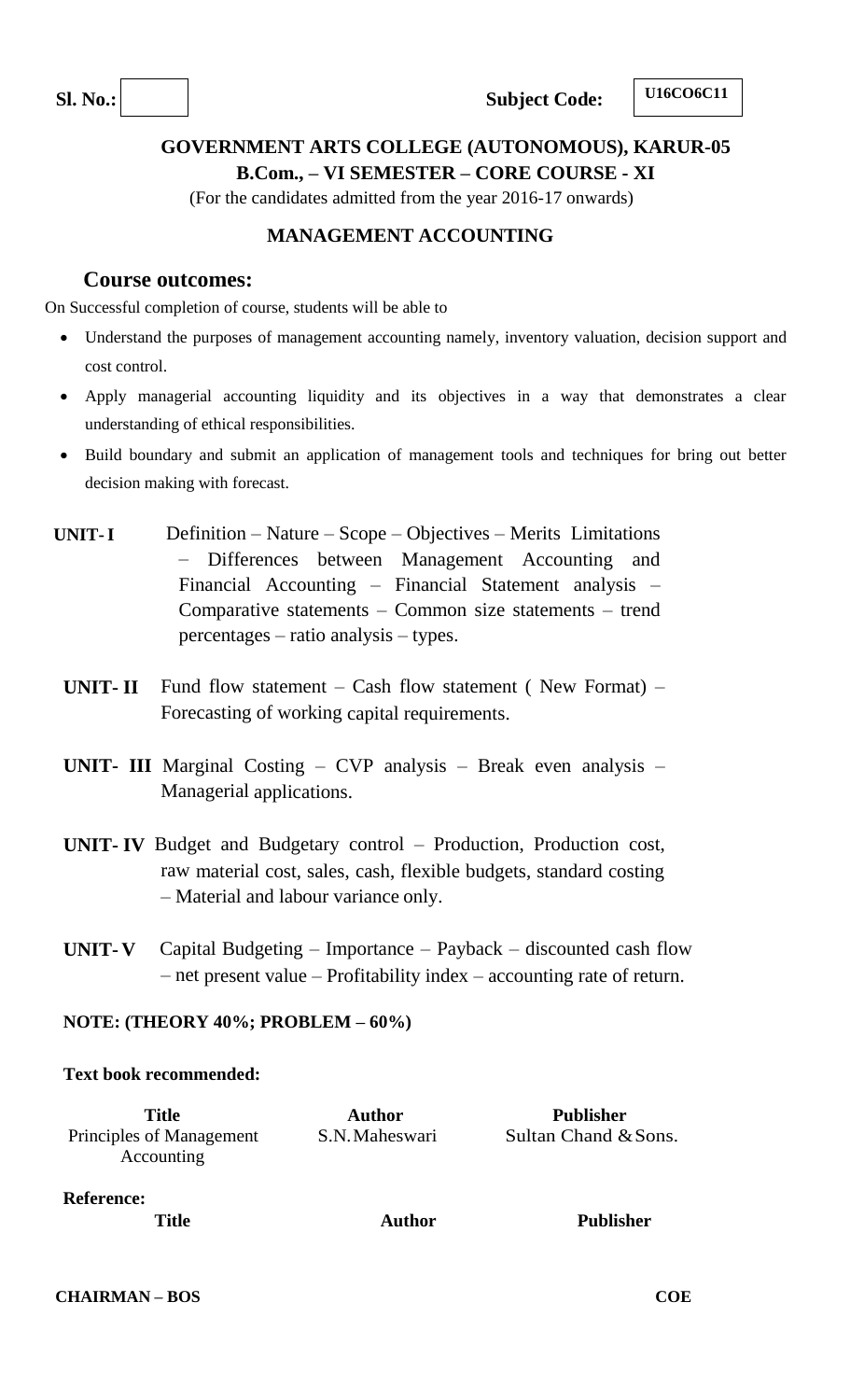**Sl. No.:** | **Subject Code:** **U16CO6C11**

## GOVERNMENT ARTS COLLEGE (AUTONOMOUS), KARUR-05
### B.Com., – VI SEMESTER – CORE COURSE - XI

(For the candidates admitted from the year 2016-17 onwards)

### MANAGEMENT ACCOUNTING

### Course outcomes:

On Successful completion of course, students will be able to

- Understand the purposes of management accounting namely, inventory valuation, decision support and cost control.
- Apply managerial accounting liquidity and its objectives in a way that demonstrates a clear understanding of ethical responsibilities.
- Build boundary and submit an application of management tools and techniques for bring out better decision making with forecast.

**UNIT- I** Definition – Nature – Scope – Objectives – Merits Limitations – Differences between Management Accounting and Financial Accounting – Financial Statement analysis – Comparative statements – Common size statements – trend percentages – ratio analysis – types.

**UNIT- II** Fund flow statement – Cash flow statement ( New Format) – Forecasting of working capital requirements.

**UNIT- III** Marginal Costing – CVP analysis – Break even analysis – Managerial applications.

**UNIT- IV** Budget and Budgetary control – Production, Production cost, raw material cost, sales, cash, flexible budgets, standard costing – Material and labour variance only.

**UNIT- V** Capital Budgeting – Importance – Payback – discounted cash flow – net present value – Profitability index – accounting rate of return.

**NOTE: (THEORY 40%; PROBLEM – 60%)**

**Text book recommended:**

| Title | Author | Publisher |
|---|---|---|
| Principles of Management Accounting | S.N. Maheswari | Sultan Chand & Sons. |

**Reference:**

| Title | Author | Publisher |
|---|---|---|

**CHAIRMAN – BOS** **COE**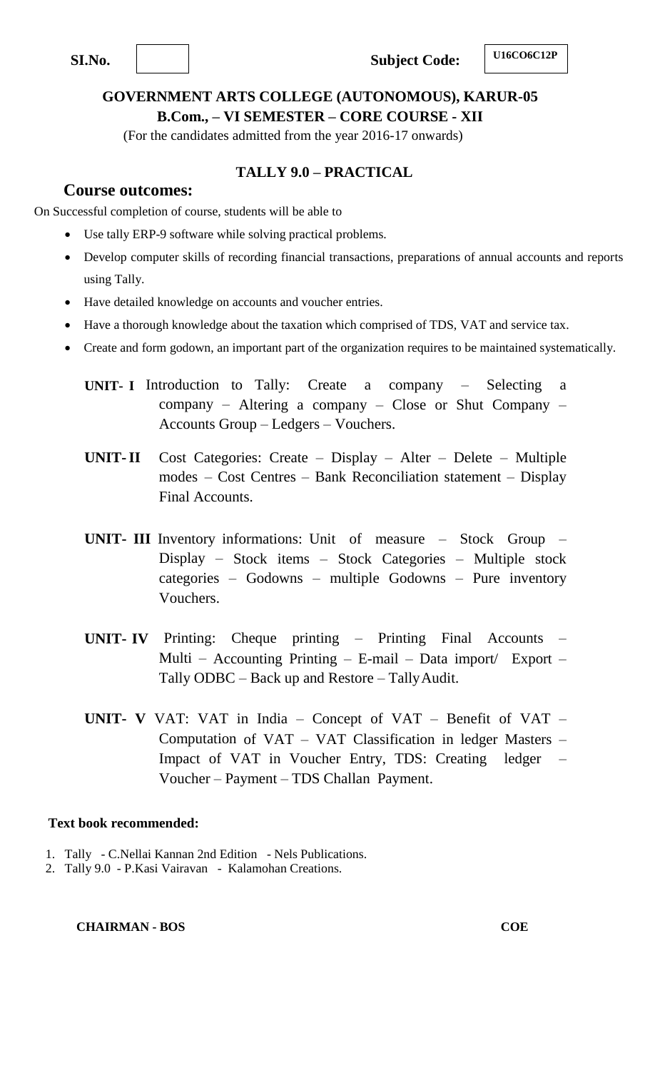**SI.No.** | | **Subject Code:** U16CO6C12P

# GOVERNMENT ARTS COLLEGE (AUTONOMOUS), KARUR-05

## B.Com., – VI SEMESTER – CORE COURSE - XII

(For the candidates admitted from the year 2016-17 onwards)

### TALLY 9.0 – PRACTICAL

## Course outcomes:

On Successful completion of course, students will be able to

- Use tally ERP-9 software while solving practical problems.
- Develop computer skills of recording financial transactions, preparations of annual accounts and reports using Tally.
- Have detailed knowledge on accounts and voucher entries.
- Have a thorough knowledge about the taxation which comprised of TDS, VAT and service tax.
- Create and form godown, an important part of the organization requires to be maintained systematically.

**UNIT- I** Introduction to Tally: Create a company – Selecting a company – Altering a company – Close or Shut Company – Accounts Group – Ledgers – Vouchers.

**UNIT- II** Cost Categories: Create – Display – Alter – Delete – Multiple modes – Cost Centres – Bank Reconciliation statement – Display Final Accounts.

**UNIT- III** Inventory informations: Unit of measure – Stock Group – Display – Stock items – Stock Categories – Multiple stock categories – Godowns – multiple Godowns – Pure inventory Vouchers.

**UNIT- IV** Printing: Cheque printing – Printing Final Accounts – Multi – Accounting Printing – E-mail – Data import/ Export – Tally ODBC – Back up and Restore – Tally Audit.

**UNIT- V** VAT: VAT in India – Concept of VAT – Benefit of VAT – Computation of VAT – VAT Classification in ledger Masters – Impact of VAT in Voucher Entry, TDS: Creating ledger – Voucher – Payment – TDS Challan Payment.

**Text book recommended:**

1. Tally - C.Nellai Kannan 2nd Edition - Nels Publications.
2. Tally 9.0 - P.Kasi Vairavan - Kalamohan Creations.

**CHAIRMAN - BOS** **COE**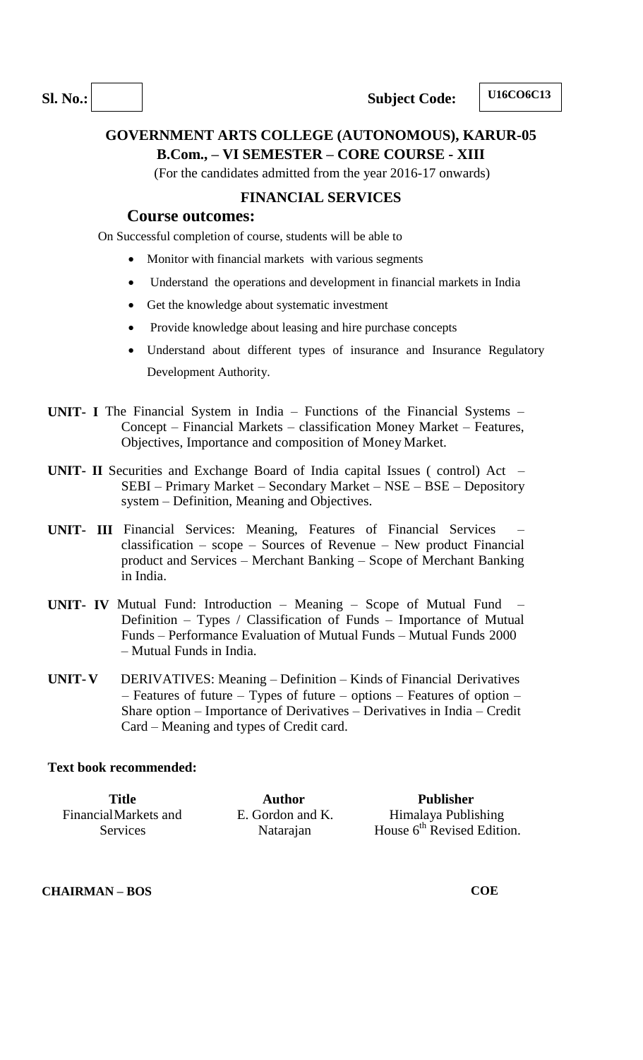**Sl. No.:** | | **Subject Code:** **U16CO6C13**

## GOVERNMENT ARTS COLLEGE (AUTONOMOUS), KARUR-05
### B.Com., – VI SEMESTER – CORE COURSE - XIII

(For the candidates admitted from the year 2016-17 onwards)

### FINANCIAL SERVICES

### Course outcomes:

On Successful completion of course, students will be able to

- Monitor with financial markets with various segments
- Understand the operations and development in financial markets in India
- Get the knowledge about systematic investment
- Provide knowledge about leasing and hire purchase concepts
- Understand about different types of insurance and Insurance Regulatory Development Authority.

**UNIT- I** The Financial System in India – Functions of the Financial Systems – Concept – Financial Markets – classification Money Market – Features, Objectives, Importance and composition of Money Market.

**UNIT- II** Securities and Exchange Board of India capital Issues ( control) Act – SEBI – Primary Market – Secondary Market – NSE – BSE – Depository system – Definition, Meaning and Objectives.

**UNIT- III** Financial Services: Meaning, Features of Financial Services – classification – scope – Sources of Revenue – New product Financial product and Services – Merchant Banking – Scope of Merchant Banking in India.

**UNIT- IV** Mutual Fund: Introduction – Meaning – Scope of Mutual Fund – Definition – Types / Classification of Funds – Importance of Mutual Funds – Performance Evaluation of Mutual Funds – Mutual Funds 2000 – Mutual Funds in India.

**UNIT- V** DERIVATIVES: Meaning – Definition – Kinds of Financial Derivatives – Features of future – Types of future – options – Features of option – Share option – Importance of Derivatives – Derivatives in India – Credit Card – Meaning and types of Credit card.

**Text book recommended:**

| Title | Author | Publisher |
|---|---|---|
| Financial Markets and Services | E. Gordon and K. Natarajan | Himalaya Publishing House 6th Revised Edition. |

**CHAIRMAN – BOS** **COE**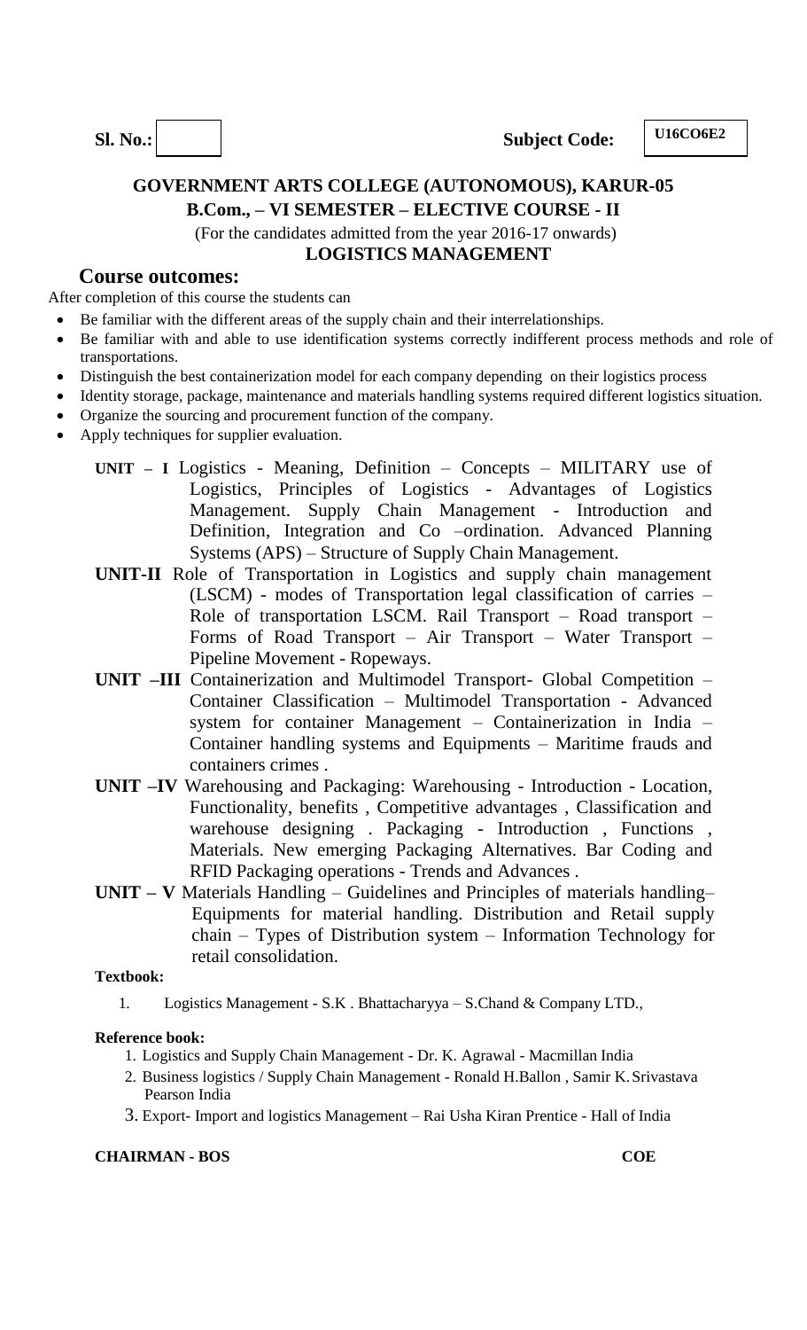**Sl. No.:** | | **Subject Code:** **U16CO6E2**

## GOVERNMENT ARTS COLLEGE (AUTONOMOUS), KARUR-05

### B.Com., – VI SEMESTER – ELECTIVE COURSE - II

(For the candidates admitted from the year 2016-17 onwards)

### LOGISTICS MANAGEMENT

### Course outcomes:

After completion of this course the students can

- Be familiar with the different areas of the supply chain and their interrelationships.
- Be familiar with and able to use identification systems correctly indifferent process methods and role of transportations.
- Distinguish the best containerization model for each company depending on their logistics process
- Identity storage, package, maintenance and materials handling systems required different logistics situation.
- Organize the sourcing and procurement function of the company.
- Apply techniques for supplier evaluation.

**UNIT – I** Logistics - Meaning, Definition – Concepts – MILITARY use of Logistics, Principles of Logistics - Advantages of Logistics Management. Supply Chain Management - Introduction and Definition, Integration and Co –ordination. Advanced Planning Systems (APS) – Structure of Supply Chain Management.

**UNIT-II** Role of Transportation in Logistics and supply chain management (LSCM) - modes of Transportation legal classification of carries – Role of transportation LSCM. Rail Transport – Road transport – Forms of Road Transport – Air Transport – Water Transport – Pipeline Movement - Ropeways.

**UNIT –III** Containerization and Multimodel Transport- Global Competition – Container Classification – Multimodel Transportation - Advanced system for container Management – Containerization in India – Container handling systems and Equipments – Maritime frauds and containers crimes .

**UNIT –IV** Warehousing and Packaging: Warehousing - Introduction - Location, Functionality, benefits , Competitive advantages , Classification and warehouse designing . Packaging - Introduction , Functions , Materials. New emerging Packaging Alternatives. Bar Coding and RFID Packaging operations - Trends and Advances .

**UNIT – V** Materials Handling – Guidelines and Principles of materials handling– Equipments for material handling. Distribution and Retail supply chain – Types of Distribution system – Information Technology for retail consolidation.

**Textbook:**

1. Logistics Management - S.K . Bhattacharyya – S.Chand & Company LTD.,

**Reference book:**

1. Logistics and Supply Chain Management - Dr. K. Agrawal - Macmillan India
2. Business logistics / Supply Chain Management - Ronald H.Ballon , Samir K. Srivastava Pearson India
3. Export- Import and logistics Management – Rai Usha Kiran Prentice - Hall of India

**CHAIRMAN - BOS** **COE**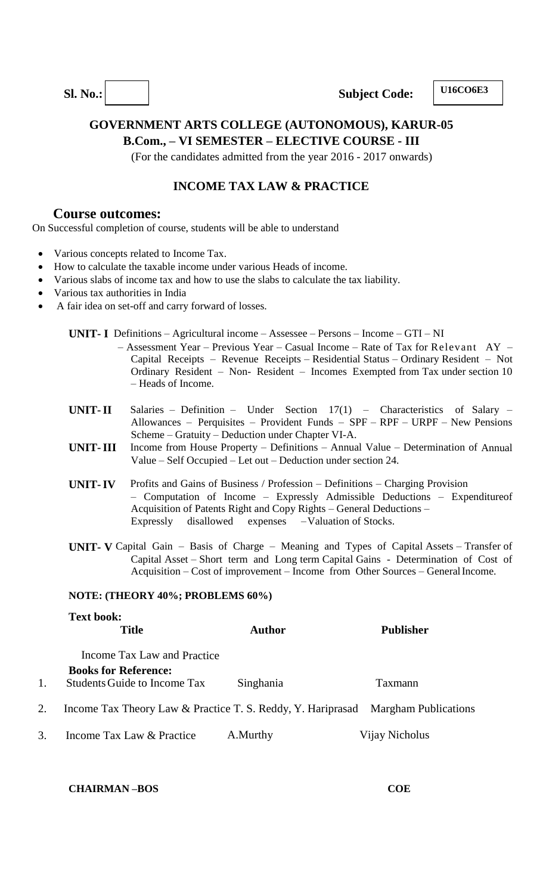**Sl. No.:** **Subject Code:** **U16CO6E3**

## GOVERNMENT ARTS COLLEGE (AUTONOMOUS), KARUR-05

### B.Com., – VI SEMESTER – ELECTIVE COURSE - III

(For the candidates admitted from the year 2016 - 2017 onwards)

## INCOME TAX LAW & PRACTICE

### Course outcomes:

On Successful completion of course, students will be able to understand

- Various concepts related to Income Tax.
- How to calculate the taxable income under various Heads of income.
- Various slabs of income tax and how to use the slabs to calculate the tax liability.
- Various tax authorities in India
- A fair idea on set-off and carry forward of losses.

**UNIT- I** Definitions – Agricultural income – Assessee – Persons – Income – GTI – NI – Assessment Year – Previous Year – Casual Income – Rate of Tax for Relevant AY – Capital Receipts – Revenue Receipts – Residential Status – Ordinary Resident – Not Ordinary Resident – Non- Resident – Incomes Exempted from Tax under section 10 – Heads of Income.

**UNIT- II** Salaries – Definition – Under Section 17(1) – Characteristics of Salary – Allowances – Perquisites – Provident Funds – SPF – RPF – URPF – New Pensions Scheme – Gratuity – Deduction under Chapter VI-A.

**UNIT- III** Income from House Property – Definitions – Annual Value – Determination of Annual Value – Self Occupied – Let out – Deduction under section 24.

**UNIT- IV** Profits and Gains of Business / Profession – Definitions – Charging Provision – Computation of Income – Expressly Admissible Deductions – Expenditureof Acquisition of Patents Right and Copy Rights – General Deductions – Expressly disallowed expenses – Valuation of Stocks.

**UNIT- V** Capital Gain – Basis of Charge – Meaning and Types of Capital Assets – Transfer of Capital Asset – Short term and Long term Capital Gains - Determination of Cost of Acquisition – Cost of improvement – Income from Other Sources – General Income.

**NOTE: (THEORY 40%; PROBLEMS 60%)**

**Text book:**

| | Title | Author | Publisher |
|---|---|---|---|
| | Income Tax Law and Practice | | |
| | **Books for Reference:** | | |
| 1. | Students Guide to Income Tax | Singhania | Taxmann |
| 2. | Income Tax Theory Law & Practice | T. S. Reddy, Y. Hariprasad | Margham Publications |
| 3. | Income Tax Law & Practice | A.Murthy | Vijay Nicholus |

**CHAIRMAN –BOS** **COE**